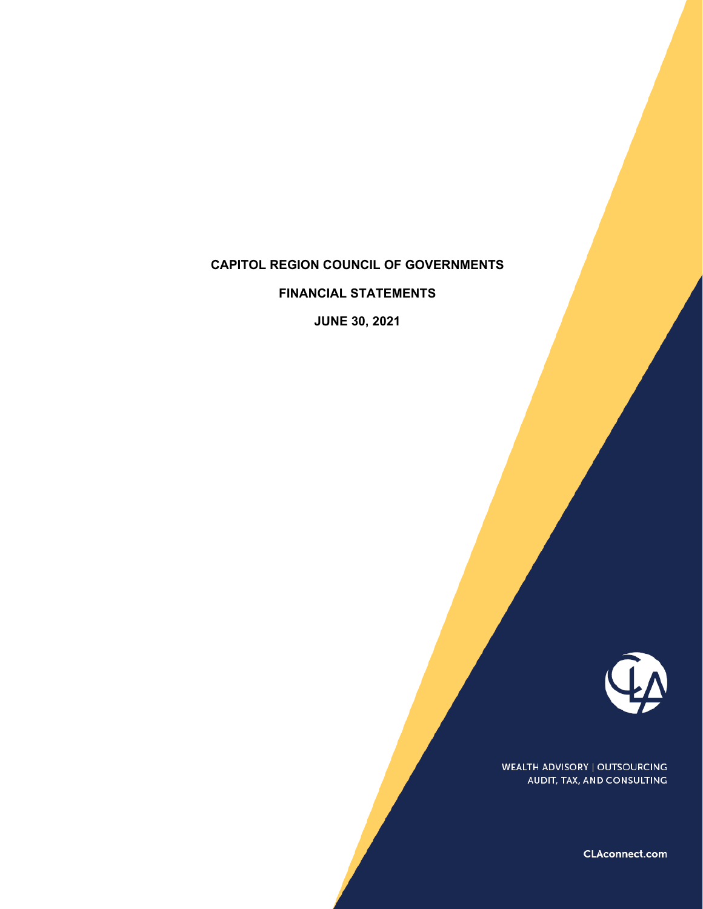# CAPITOL REGION COUNCIL OF GOVERNMENTS

## FINANCIAL STATEMENTS

## JUNE 30, 2021

WEALTH ADVISORY | OUTSOURCING
AUDIT, TAX, AND CONSULTING

CLAconnect.com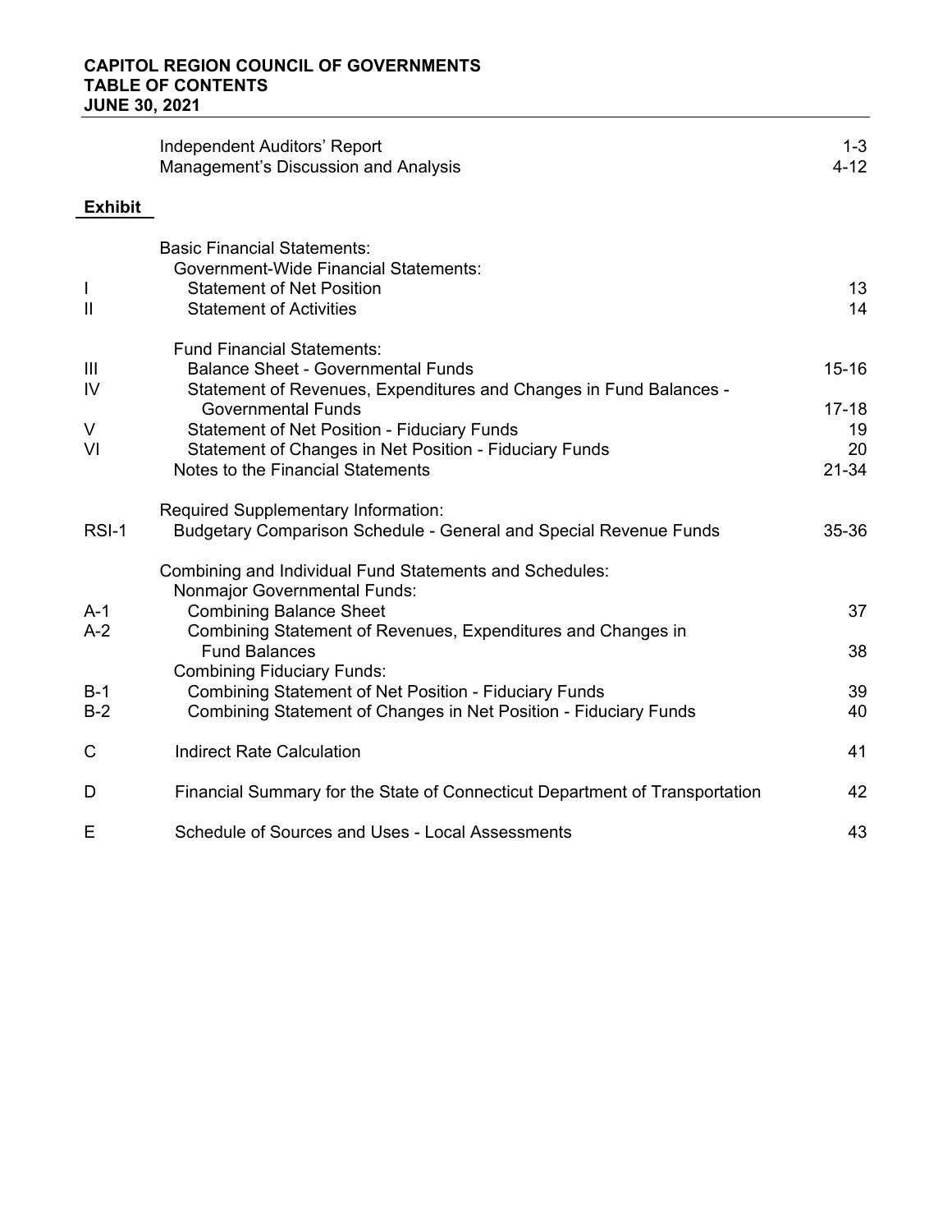**CAPITOL REGION COUNCIL OF GOVERNMENTS**
**TABLE OF CONTENTS**
**JUNE 30, 2021**

| Exhibit | | |
|---|---|---|
| | Independent Auditors' Report | 1-3 |
| | Management's Discussion and Analysis | 4-12 |
| | **Basic Financial Statements:** | |
| | Government-Wide Financial Statements: | |
| I | Statement of Net Position | 13 |
| II | Statement of Activities | 14 |
| | Fund Financial Statements: | |
| III | Balance Sheet - Governmental Funds | 15-16 |
| IV | Statement of Revenues, Expenditures and Changes in Fund Balances - Governmental Funds | 17-18 |
| V | Statement of Net Position - Fiduciary Funds | 19 |
| VI | Statement of Changes in Net Position - Fiduciary Funds | 20 |
| | Notes to the Financial Statements | 21-34 |
| | **Required Supplementary Information:** | |
| RSI-1 | Budgetary Comparison Schedule - General and Special Revenue Funds | 35-36 |
| | **Combining and Individual Fund Statements and Schedules:** | |
| | Nonmajor Governmental Funds: | |
| A-1 | Combining Balance Sheet | 37 |
| A-2 | Combining Statement of Revenues, Expenditures and Changes in Fund Balances | 38 |
| | Combining Fiduciary Funds: | |
| B-1 | Combining Statement of Net Position - Fiduciary Funds | 39 |
| B-2 | Combining Statement of Changes in Net Position - Fiduciary Funds | 40 |
| C | Indirect Rate Calculation | 41 |
| D | Financial Summary for the State of Connecticut Department of Transportation | 42 |
| E | Schedule of Sources and Uses - Local Assessments | 43 |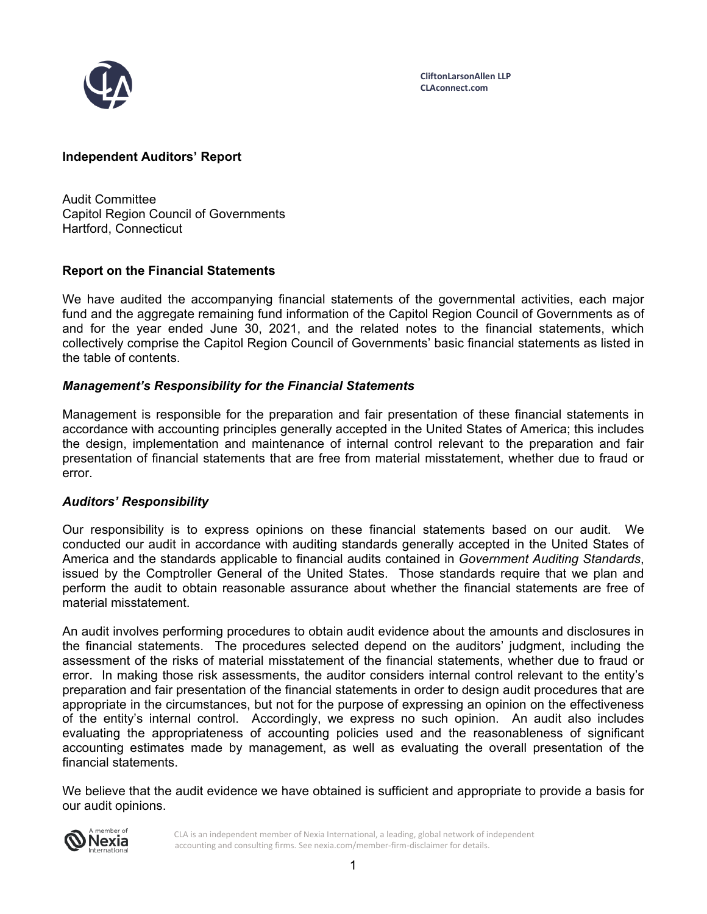CliftonLarsonAllen LLP
CLAconnect.com

## Independent Auditors' Report

Audit Committee
Capitol Region Council of Governments
Hartford, Connecticut

### Report on the Financial Statements

We have audited the accompanying financial statements of the governmental activities, each major fund and the aggregate remaining fund information of the Capitol Region Council of Governments as of and for the year ended June 30, 2021, and the related notes to the financial statements, which collectively comprise the Capitol Region Council of Governments' basic financial statements as listed in the table of contents.

### *Management's Responsibility for the Financial Statements*

Management is responsible for the preparation and fair presentation of these financial statements in accordance with accounting principles generally accepted in the United States of America; this includes the design, implementation and maintenance of internal control relevant to the preparation and fair presentation of financial statements that are free from material misstatement, whether due to fraud or error.

### *Auditors' Responsibility*

Our responsibility is to express opinions on these financial statements based on our audit. We conducted our audit in accordance with auditing standards generally accepted in the United States of America and the standards applicable to financial audits contained in *Government Auditing Standards*, issued by the Comptroller General of the United States. Those standards require that we plan and perform the audit to obtain reasonable assurance about whether the financial statements are free of material misstatement.

An audit involves performing procedures to obtain audit evidence about the amounts and disclosures in the financial statements. The procedures selected depend on the auditors' judgment, including the assessment of the risks of material misstatement of the financial statements, whether due to fraud or error. In making those risk assessments, the auditor considers internal control relevant to the entity's preparation and fair presentation of the financial statements in order to design audit procedures that are appropriate in the circumstances, but not for the purpose of expressing an opinion on the effectiveness of the entity's internal control. Accordingly, we express no such opinion. An audit also includes evaluating the appropriateness of accounting policies used and the reasonableness of significant accounting estimates made by management, as well as evaluating the overall presentation of the financial statements.

We believe that the audit evidence we have obtained is sufficient and appropriate to provide a basis for our audit opinions.

CLA is an independent member of Nexia International, a leading, global network of independent accounting and consulting firms. See nexia.com/member-firm-disclaimer for details.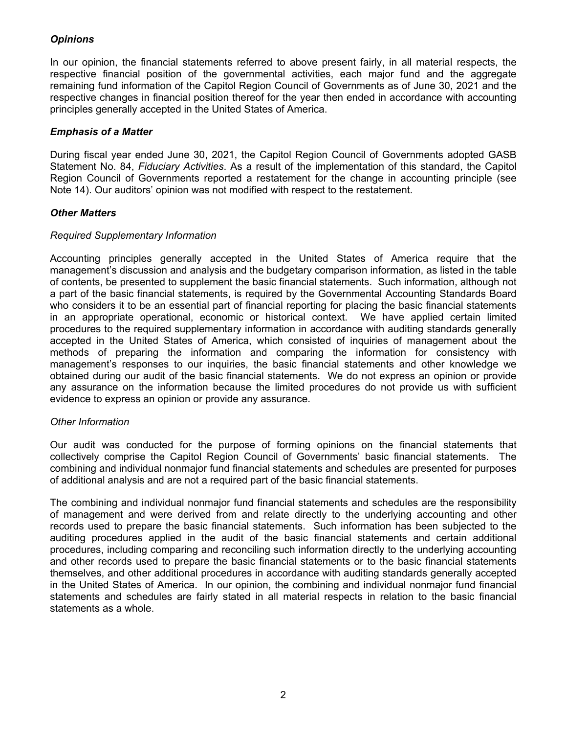### *Opinions*

In our opinion, the financial statements referred to above present fairly, in all material respects, the respective financial position of the governmental activities, each major fund and the aggregate remaining fund information of the Capitol Region Council of Governments as of June 30, 2021 and the respective changes in financial position thereof for the year then ended in accordance with accounting principles generally accepted in the United States of America.

### *Emphasis of a Matter*

During fiscal year ended June 30, 2021, the Capitol Region Council of Governments adopted GASB Statement No. 84, *Fiduciary Activities*. As a result of the implementation of this standard, the Capitol Region Council of Governments reported a restatement for the change in accounting principle (see Note 14). Our auditors' opinion was not modified with respect to the restatement.

### *Other Matters*

*Required Supplementary Information*

Accounting principles generally accepted in the United States of America require that the management's discussion and analysis and the budgetary comparison information, as listed in the table of contents, be presented to supplement the basic financial statements. Such information, although not a part of the basic financial statements, is required by the Governmental Accounting Standards Board who considers it to be an essential part of financial reporting for placing the basic financial statements in an appropriate operational, economic or historical context. We have applied certain limited procedures to the required supplementary information in accordance with auditing standards generally accepted in the United States of America, which consisted of inquiries of management about the methods of preparing the information and comparing the information for consistency with management's responses to our inquiries, the basic financial statements and other knowledge we obtained during our audit of the basic financial statements. We do not express an opinion or provide any assurance on the information because the limited procedures do not provide us with sufficient evidence to express an opinion or provide any assurance.

*Other Information*

Our audit was conducted for the purpose of forming opinions on the financial statements that collectively comprise the Capitol Region Council of Governments' basic financial statements. The combining and individual nonmajor fund financial statements and schedules are presented for purposes of additional analysis and are not a required part of the basic financial statements.

The combining and individual nonmajor fund financial statements and schedules are the responsibility of management and were derived from and relate directly to the underlying accounting and other records used to prepare the basic financial statements. Such information has been subjected to the auditing procedures applied in the audit of the basic financial statements and certain additional procedures, including comparing and reconciling such information directly to the underlying accounting and other records used to prepare the basic financial statements or to the basic financial statements themselves, and other additional procedures in accordance with auditing standards generally accepted in the United States of America. In our opinion, the combining and individual nonmajor fund financial statements and schedules are fairly stated in all material respects in relation to the basic financial statements as a whole.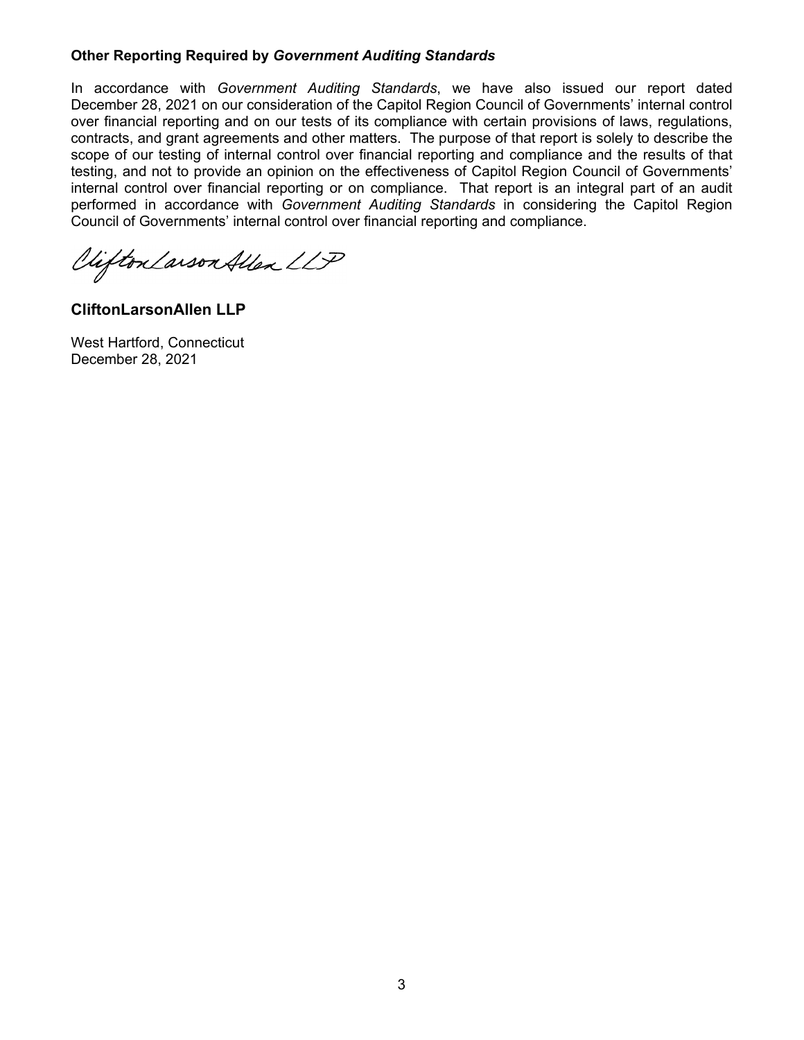### Other Reporting Required by *Government Auditing Standards*

In accordance with *Government Auditing Standards*, we have also issued our report dated December 28, 2021 on our consideration of the Capitol Region Council of Governments' internal control over financial reporting and on our tests of its compliance with certain provisions of laws, regulations, contracts, and grant agreements and other matters. The purpose of that report is solely to describe the scope of our testing of internal control over financial reporting and compliance and the results of that testing, and not to provide an opinion on the effectiveness of Capitol Region Council of Governments' internal control over financial reporting or on compliance. That report is an integral part of an audit performed in accordance with *Government Auditing Standards* in considering the Capitol Region Council of Governments' internal control over financial reporting and compliance.

CliftonLarsonAllen LLP

**CliftonLarsonAllen LLP**

West Hartford, Connecticut
December 28, 2021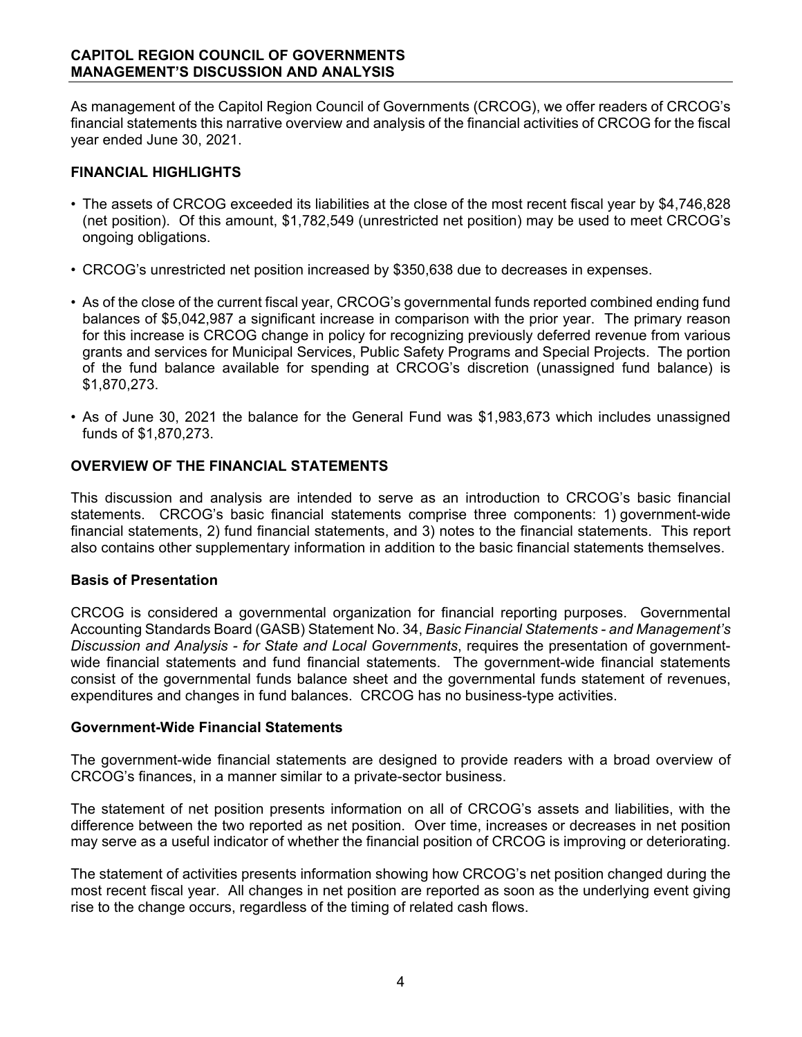**CAPITOL REGION COUNCIL OF GOVERNMENTS**
**MANAGEMENT'S DISCUSSION AND ANALYSIS**

As management of the Capitol Region Council of Governments (CRCOG), we offer readers of CRCOG's financial statements this narrative overview and analysis of the financial activities of CRCOG for the fiscal year ended June 30, 2021.

## FINANCIAL HIGHLIGHTS

- The assets of CRCOG exceeded its liabilities at the close of the most recent fiscal year by $4,746,828 (net position). Of this amount, $1,782,549 (unrestricted net position) may be used to meet CRCOG's ongoing obligations.
- CRCOG's unrestricted net position increased by $350,638 due to decreases in expenses.
- As of the close of the current fiscal year, CRCOG's governmental funds reported combined ending fund balances of $5,042,987 a significant increase in comparison with the prior year. The primary reason for this increase is CRCOG change in policy for recognizing previously deferred revenue from various grants and services for Municipal Services, Public Safety Programs and Special Projects. The portion of the fund balance available for spending at CRCOG's discretion (unassigned fund balance) is $1,870,273.
- As of June 30, 2021 the balance for the General Fund was $1,983,673 which includes unassigned funds of $1,870,273.

## OVERVIEW OF THE FINANCIAL STATEMENTS

This discussion and analysis are intended to serve as an introduction to CRCOG's basic financial statements. CRCOG's basic financial statements comprise three components: 1) government-wide financial statements, 2) fund financial statements, and 3) notes to the financial statements. This report also contains other supplementary information in addition to the basic financial statements themselves.

### Basis of Presentation

CRCOG is considered a governmental organization for financial reporting purposes. Governmental Accounting Standards Board (GASB) Statement No. 34, *Basic Financial Statements - and Management's Discussion and Analysis - for State and Local Governments*, requires the presentation of government-wide financial statements and fund financial statements. The government-wide financial statements consist of the governmental funds balance sheet and the governmental funds statement of revenues, expenditures and changes in fund balances. CRCOG has no business-type activities.

### Government-Wide Financial Statements

The government-wide financial statements are designed to provide readers with a broad overview of CRCOG's finances, in a manner similar to a private-sector business.

The statement of net position presents information on all of CRCOG's assets and liabilities, with the difference between the two reported as net position. Over time, increases or decreases in net position may serve as a useful indicator of whether the financial position of CRCOG is improving or deteriorating.

The statement of activities presents information showing how CRCOG's net position changed during the most recent fiscal year. All changes in net position are reported as soon as the underlying event giving rise to the change occurs, regardless of the timing of related cash flows.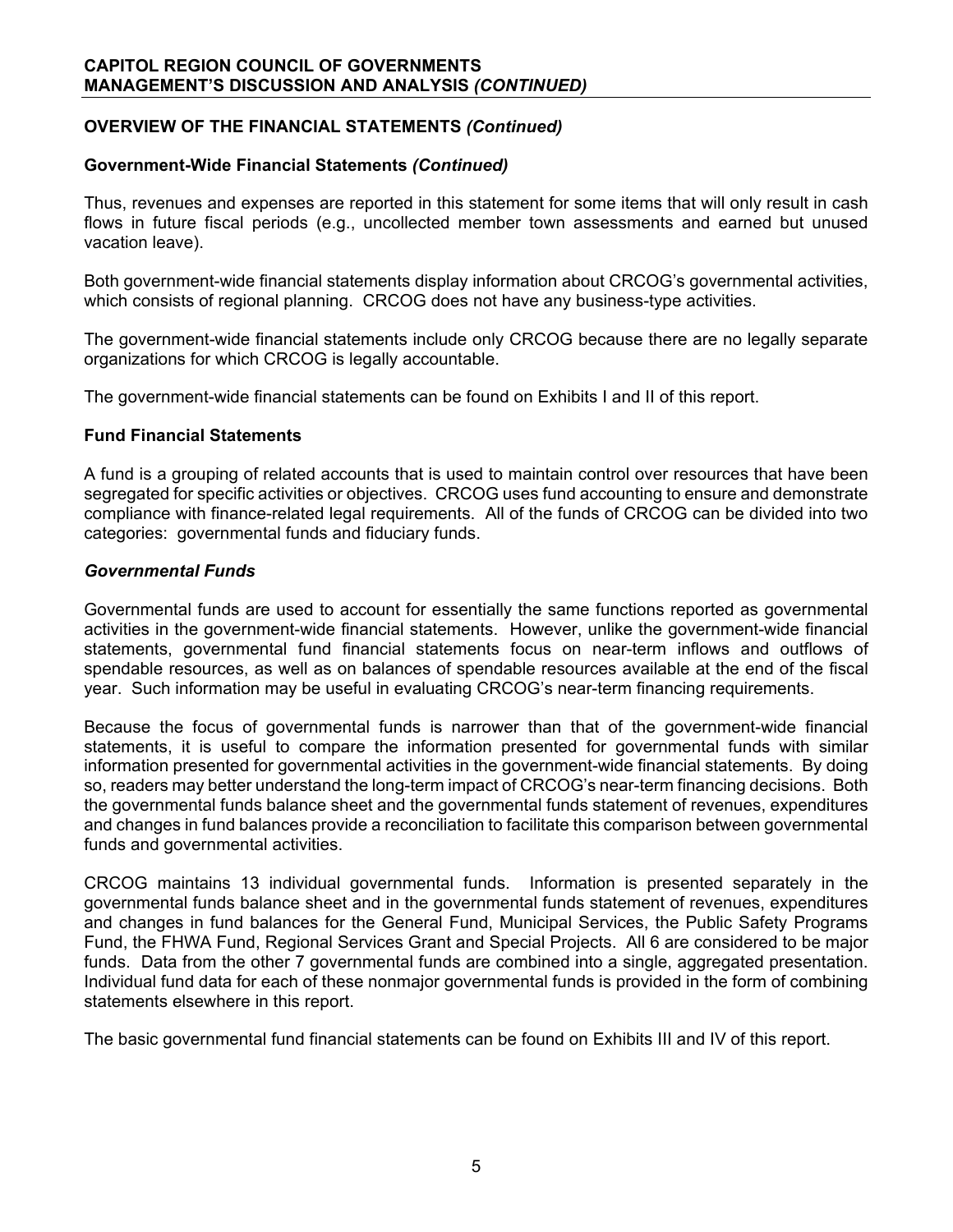## OVERVIEW OF THE FINANCIAL STATEMENTS *(Continued)*

### Government-Wide Financial Statements *(Continued)*

Thus, revenues and expenses are reported in this statement for some items that will only result in cash flows in future fiscal periods (e.g., uncollected member town assessments and earned but unused vacation leave).

Both government-wide financial statements display information about CRCOG's governmental activities, which consists of regional planning. CRCOG does not have any business-type activities.

The government-wide financial statements include only CRCOG because there are no legally separate organizations for which CRCOG is legally accountable.

The government-wide financial statements can be found on Exhibits I and II of this report.

### Fund Financial Statements

A fund is a grouping of related accounts that is used to maintain control over resources that have been segregated for specific activities or objectives. CRCOG uses fund accounting to ensure and demonstrate compliance with finance-related legal requirements. All of the funds of CRCOG can be divided into two categories: governmental funds and fiduciary funds.

#### *Governmental Funds*

Governmental funds are used to account for essentially the same functions reported as governmental activities in the government-wide financial statements. However, unlike the government-wide financial statements, governmental fund financial statements focus on near-term inflows and outflows of spendable resources, as well as on balances of spendable resources available at the end of the fiscal year. Such information may be useful in evaluating CRCOG's near-term financing requirements.

Because the focus of governmental funds is narrower than that of the government-wide financial statements, it is useful to compare the information presented for governmental funds with similar information presented for governmental activities in the government-wide financial statements. By doing so, readers may better understand the long-term impact of CRCOG's near-term financing decisions. Both the governmental funds balance sheet and the governmental funds statement of revenues, expenditures and changes in fund balances provide a reconciliation to facilitate this comparison between governmental funds and governmental activities.

CRCOG maintains 13 individual governmental funds. Information is presented separately in the governmental funds balance sheet and in the governmental funds statement of revenues, expenditures and changes in fund balances for the General Fund, Municipal Services, the Public Safety Programs Fund, the FHWA Fund, Regional Services Grant and Special Projects. All 6 are considered to be major funds. Data from the other 7 governmental funds are combined into a single, aggregated presentation. Individual fund data for each of these nonmajor governmental funds is provided in the form of combining statements elsewhere in this report.

The basic governmental fund financial statements can be found on Exhibits III and IV of this report.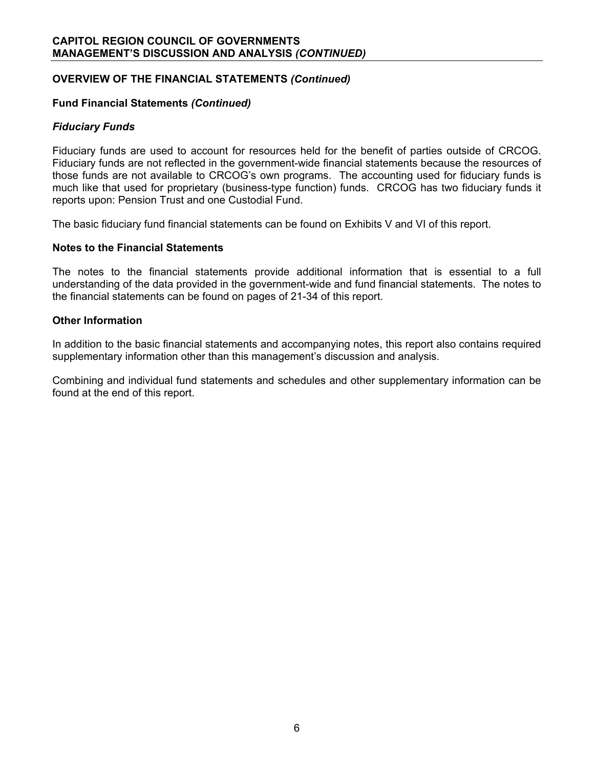## OVERVIEW OF THE FINANCIAL STATEMENTS *(Continued)*

### Fund Financial Statements *(Continued)*

#### *Fiduciary Funds*

Fiduciary funds are used to account for resources held for the benefit of parties outside of CRCOG. Fiduciary funds are not reflected in the government-wide financial statements because the resources of those funds are not available to CRCOG's own programs. The accounting used for fiduciary funds is much like that used for proprietary (business-type function) funds. CRCOG has two fiduciary funds it reports upon: Pension Trust and one Custodial Fund.

The basic fiduciary fund financial statements can be found on Exhibits V and VI of this report.

### Notes to the Financial Statements

The notes to the financial statements provide additional information that is essential to a full understanding of the data provided in the government-wide and fund financial statements. The notes to the financial statements can be found on pages of 21-34 of this report.

### Other Information

In addition to the basic financial statements and accompanying notes, this report also contains required supplementary information other than this management's discussion and analysis.

Combining and individual fund statements and schedules and other supplementary information can be found at the end of this report.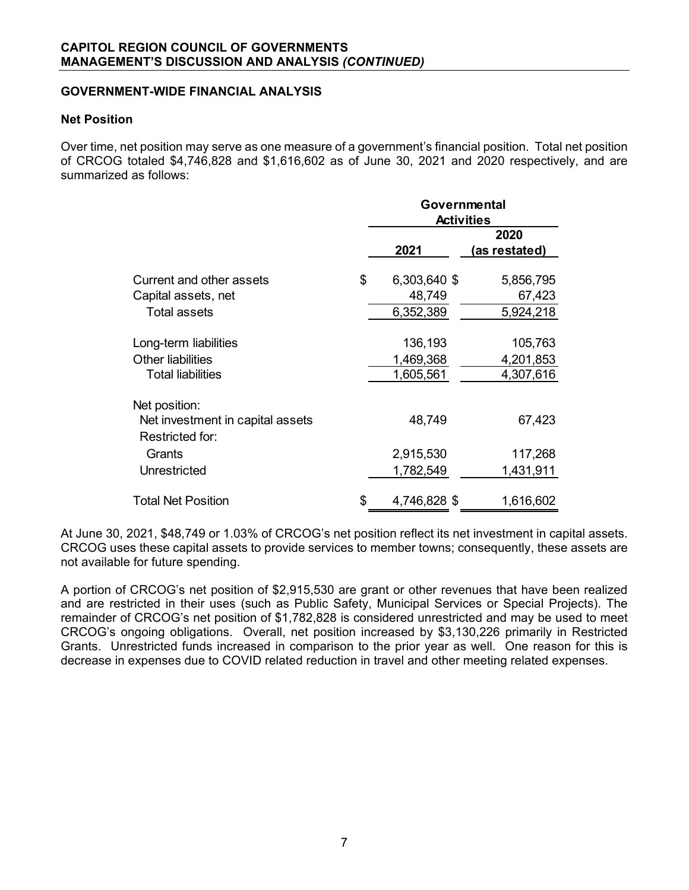## GOVERNMENT-WIDE FINANCIAL ANALYSIS

### Net Position

Over time, net position may serve as one measure of a government's financial position. Total net position of CRCOG totaled $4,746,828 and $1,616,602 as of June 30, 2021 and 2020 respectively, and are summarized as follows:

| | Governmental Activities | |
|---|---|---|
| | **2021** | **2020 (as restated)** |
| Current and other assets | $ 6,303,640 | $ 5,856,795 |
| Capital assets, net | 48,749 | 67,423 |
| Total assets | 6,352,389 | 5,924,218 |
| Long-term liabilities | 136,193 | 105,763 |
| Other liabilities | 1,469,368 | 4,201,853 |
| Total liabilities | 1,605,561 | 4,307,616 |
| Net position: | | |
| Net investment in capital assets | 48,749 | 67,423 |
| Restricted for: | | |
| Grants | 2,915,530 | 117,268 |
| Unrestricted | 1,782,549 | 1,431,911 |
| Total Net Position | $ 4,746,828 | $ 1,616,602 |

At June 30, 2021, $48,749 or 1.03% of CRCOG's net position reflect its net investment in capital assets. CRCOG uses these capital assets to provide services to member towns; consequently, these assets are not available for future spending.

A portion of CRCOG's net position of $2,915,530 are grant or other revenues that have been realized and are restricted in their uses (such as Public Safety, Municipal Services or Special Projects). The remainder of CRCOG's net position of $1,782,828 is considered unrestricted and may be used to meet CRCOG's ongoing obligations. Overall, net position increased by $3,130,226 primarily in Restricted Grants. Unrestricted funds increased in comparison to the prior year as well. One reason for this is decrease in expenses due to COVID related reduction in travel and other meeting related expenses.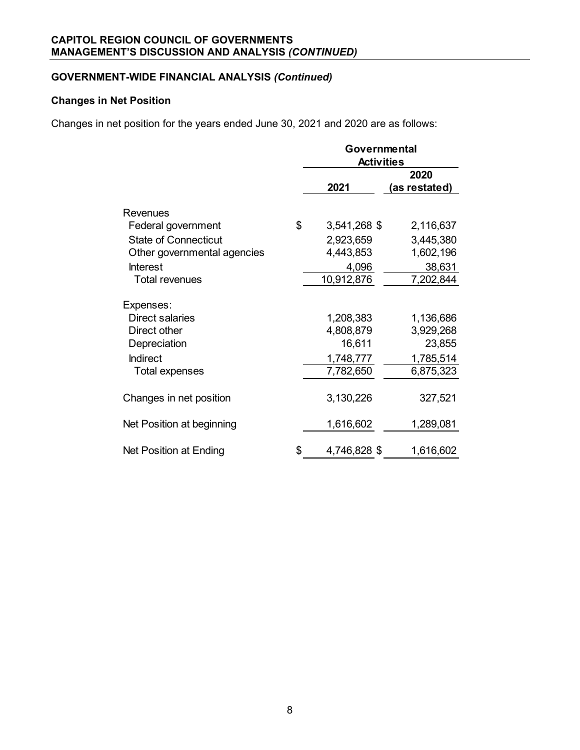**CAPITOL REGION COUNCIL OF GOVERNMENTS**
**MANAGEMENT'S DISCUSSION AND ANALYSIS *(CONTINUED)***

## GOVERNMENT-WIDE FINANCIAL ANALYSIS *(Continued)*

### Changes in Net Position

Changes in net position for the years ended June 30, 2021 and 2020 are as follows:

| | Governmental Activities | |
|---|---|---|
| | 2021 | 2020 (as restated) |
| **Revenues** | | |
| Federal government | $ 3,541,268 | $ 2,116,637 |
| State of Connecticut | 2,923,659 | 3,445,380 |
| Other governmental agencies | 4,443,853 | 1,602,196 |
| Interest | 4,096 | 38,631 |
| Total revenues | 10,912,876 | 7,202,844 |
| **Expenses:** | | |
| Direct salaries | 1,208,383 | 1,136,686 |
| Direct other | 4,808,879 | 3,929,268 |
| Depreciation | 16,611 | 23,855 |
| Indirect | 1,748,777 | 1,785,514 |
| Total expenses | 7,782,650 | 6,875,323 |
| Changes in net position | 3,130,226 | 327,521 |
| Net Position at beginning | 1,616,602 | 1,289,081 |
| Net Position at Ending | $ 4,746,828 | $ 1,616,602 |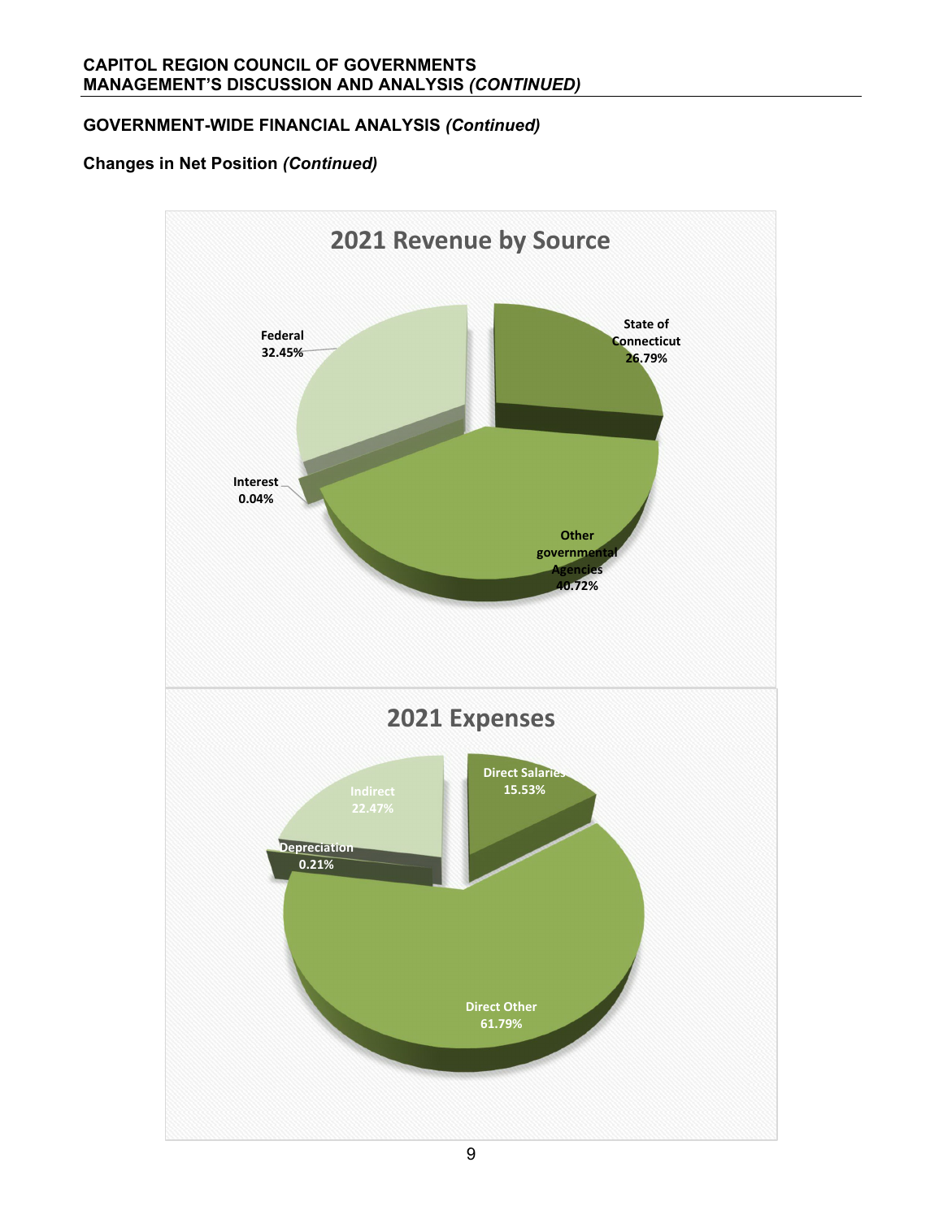## GOVERNMENT-WIDE FINANCIAL ANALYSIS *(Continued)*

### Changes in Net Position *(Continued)*

**2021 Revenue by Source**

- Federal 32.45%
- State of Connecticut 26.79%
- Interest 0.04%
- Other governmental Agencies 40.72%

**2021 Expenses**

- Indirect 22.47%
- Direct Salaries 15.53%
- Depreciation 0.21%
- Direct Other 61.79%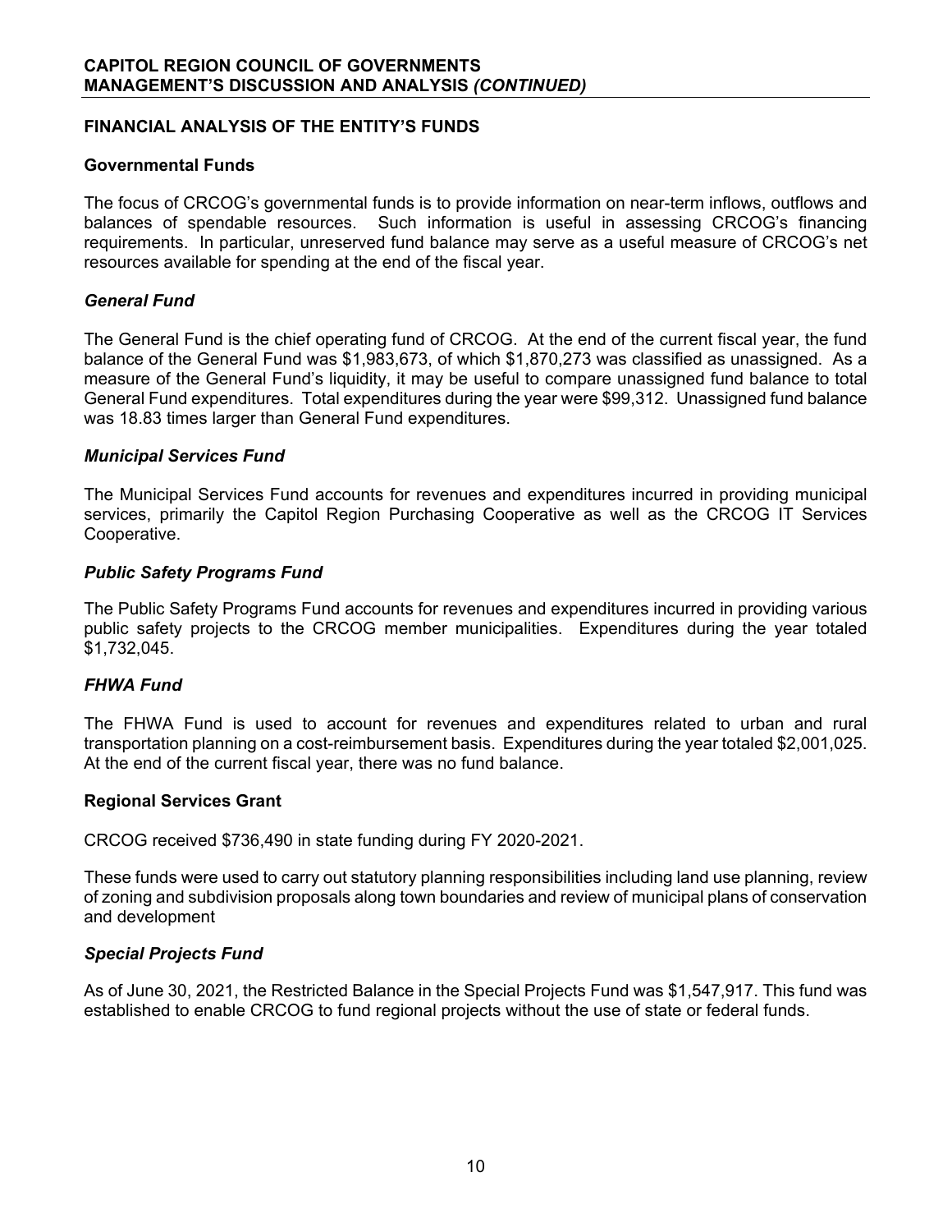## FINANCIAL ANALYSIS OF THE ENTITY'S FUNDS

### Governmental Funds

The focus of CRCOG's governmental funds is to provide information on near-term inflows, outflows and balances of spendable resources. Such information is useful in assessing CRCOG's financing requirements. In particular, unreserved fund balance may serve as a useful measure of CRCOG's net resources available for spending at the end of the fiscal year.

### *General Fund*

The General Fund is the chief operating fund of CRCOG. At the end of the current fiscal year, the fund balance of the General Fund was $1,983,673, of which $1,870,273 was classified as unassigned. As a measure of the General Fund's liquidity, it may be useful to compare unassigned fund balance to total General Fund expenditures. Total expenditures during the year were $99,312. Unassigned fund balance was 18.83 times larger than General Fund expenditures.

### *Municipal Services Fund*

The Municipal Services Fund accounts for revenues and expenditures incurred in providing municipal services, primarily the Capitol Region Purchasing Cooperative as well as the CRCOG IT Services Cooperative.

### *Public Safety Programs Fund*

The Public Safety Programs Fund accounts for revenues and expenditures incurred in providing various public safety projects to the CRCOG member municipalities. Expenditures during the year totaled $1,732,045.

### *FHWA Fund*

The FHWA Fund is used to account for revenues and expenditures related to urban and rural transportation planning on a cost-reimbursement basis. Expenditures during the year totaled $2,001,025. At the end of the current fiscal year, there was no fund balance.

### Regional Services Grant

CRCOG received $736,490 in state funding during FY 2020-2021.

These funds were used to carry out statutory planning responsibilities including land use planning, review of zoning and subdivision proposals along town boundaries and review of municipal plans of conservation and development

### *Special Projects Fund*

As of June 30, 2021, the Restricted Balance in the Special Projects Fund was $1,547,917. This fund was established to enable CRCOG to fund regional projects without the use of state or federal funds.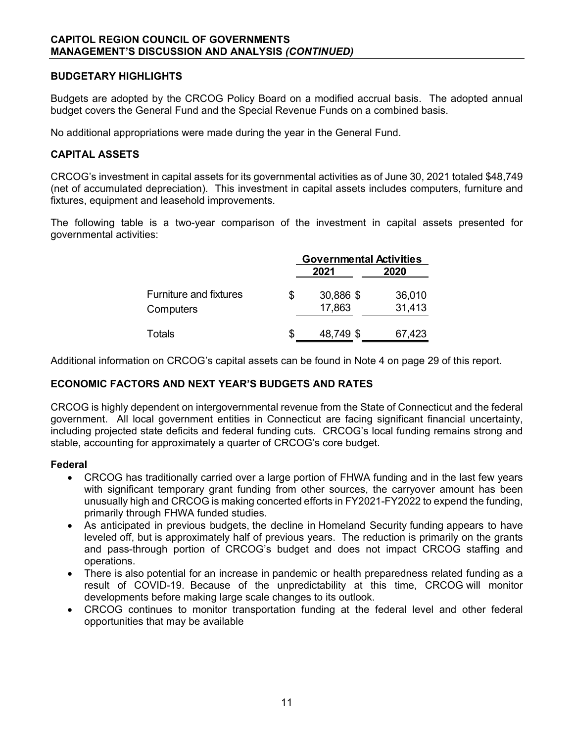## BUDGETARY HIGHLIGHTS

Budgets are adopted by the CRCOG Policy Board on a modified accrual basis. The adopted annual budget covers the General Fund and the Special Revenue Funds on a combined basis.

No additional appropriations were made during the year in the General Fund.

## CAPITAL ASSETS

CRCOG's investment in capital assets for its governmental activities as of June 30, 2021 totaled $48,749 (net of accumulated depreciation). This investment in capital assets includes computers, furniture and fixtures, equipment and leasehold improvements.

The following table is a two-year comparison of the investment in capital assets presented for governmental activities:

| | Governmental Activities | |
|---|---|---|
| | 2021 | 2020 |
| Furniture and fixtures | $ 30,886 | $ 36,010 |
| Computers | 17,863 | 31,413 |
| Totals | $ 48,749 | $ 67,423 |

Additional information on CRCOG's capital assets can be found in Note 4 on page 29 of this report.

## ECONOMIC FACTORS AND NEXT YEAR'S BUDGETS AND RATES

CRCOG is highly dependent on intergovernmental revenue from the State of Connecticut and the federal government. All local government entities in Connecticut are facing significant financial uncertainty, including projected state deficits and federal funding cuts. CRCOG's local funding remains strong and stable, accounting for approximately a quarter of CRCOG's core budget.

### Federal

- CRCOG has traditionally carried over a large portion of FHWA funding and in the last few years with significant temporary grant funding from other sources, the carryover amount has been unusually high and CRCOG is making concerted efforts in FY2021-FY2022 to expend the funding, primarily through FHWA funded studies.
- As anticipated in previous budgets, the decline in Homeland Security funding appears to have leveled off, but is approximately half of previous years. The reduction is primarily on the grants and pass-through portion of CRCOG's budget and does not impact CRCOG staffing and operations.
- There is also potential for an increase in pandemic or health preparedness related funding as a result of COVID-19. Because of the unpredictability at this time, CRCOG will monitor developments before making large scale changes to its outlook.
- CRCOG continues to monitor transportation funding at the federal level and other federal opportunities that may be available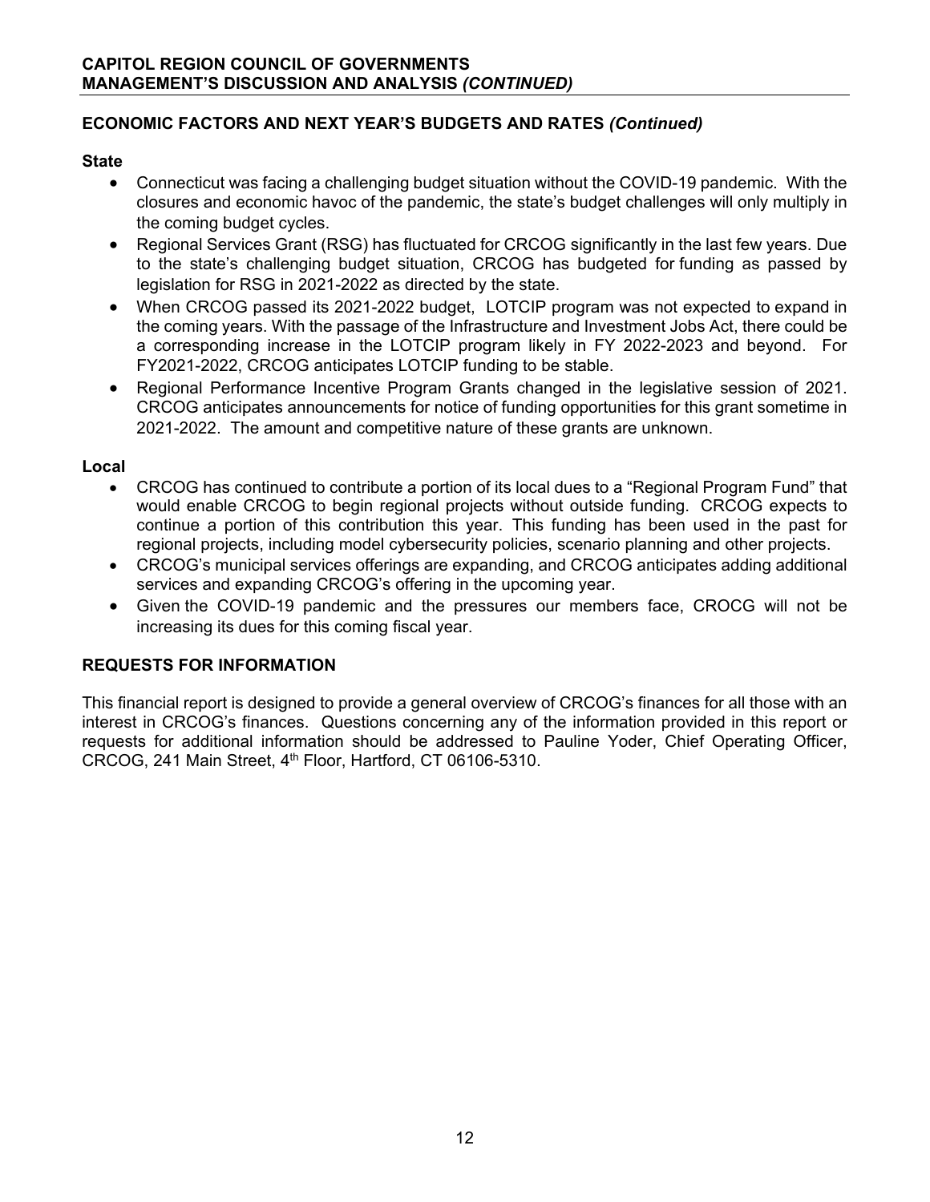## ECONOMIC FACTORS AND NEXT YEAR'S BUDGETS AND RATES *(Continued)*

**State**

- Connecticut was facing a challenging budget situation without the COVID-19 pandemic. With the closures and economic havoc of the pandemic, the state's budget challenges will only multiply in the coming budget cycles.
- Regional Services Grant (RSG) has fluctuated for CRCOG significantly in the last few years. Due to the state's challenging budget situation, CRCOG has budgeted for funding as passed by legislation for RSG in 2021-2022 as directed by the state.
- When CRCOG passed its 2021-2022 budget, LOTCIP program was not expected to expand in the coming years. With the passage of the Infrastructure and Investment Jobs Act, there could be a corresponding increase in the LOTCIP program likely in FY 2022-2023 and beyond. For FY2021-2022, CRCOG anticipates LOTCIP funding to be stable.
- Regional Performance Incentive Program Grants changed in the legislative session of 2021. CRCOG anticipates announcements for notice of funding opportunities for this grant sometime in 2021-2022. The amount and competitive nature of these grants are unknown.

**Local**

- CRCOG has continued to contribute a portion of its local dues to a "Regional Program Fund" that would enable CRCOG to begin regional projects without outside funding. CRCOG expects to continue a portion of this contribution this year. This funding has been used in the past for regional projects, including model cybersecurity policies, scenario planning and other projects.
- CRCOG's municipal services offerings are expanding, and CRCOG anticipates adding additional services and expanding CRCOG's offering in the upcoming year.
- Given the COVID-19 pandemic and the pressures our members face, CROCG will not be increasing its dues for this coming fiscal year.

## REQUESTS FOR INFORMATION

This financial report is designed to provide a general overview of CRCOG's finances for all those with an interest in CRCOG's finances. Questions concerning any of the information provided in this report or requests for additional information should be addressed to Pauline Yoder, Chief Operating Officer, CRCOG, 241 Main Street, 4th Floor, Hartford, CT 06106-5310.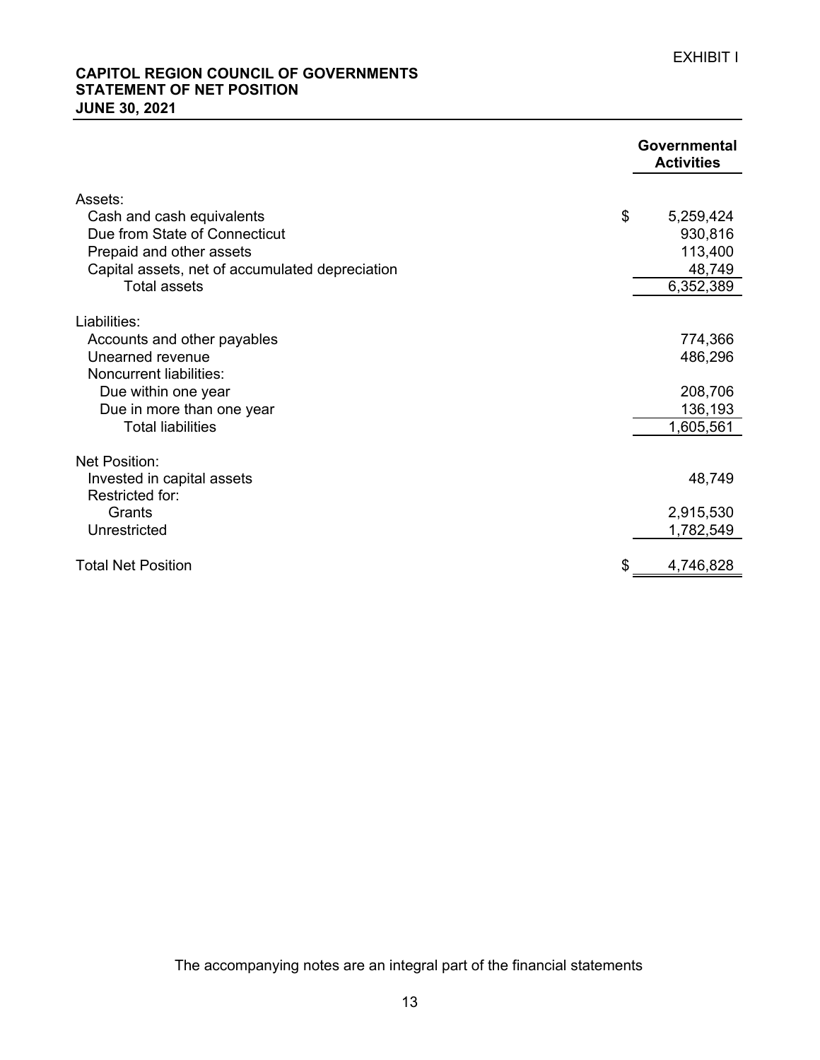EXHIBIT I

**CAPITOL REGION COUNCIL OF GOVERNMENTS**
**STATEMENT OF NET POSITION**
**JUNE 30, 2021**

| | Governmental Activities |
|---|---|
| Assets: | |
| Cash and cash equivalents | $ 5,259,424 |
| Due from State of Connecticut | 930,816 |
| Prepaid and other assets | 113,400 |
| Capital assets, net of accumulated depreciation | 48,749 |
| Total assets | 6,352,389 |
| Liabilities: | |
| Accounts and other payables | 774,366 |
| Unearned revenue | 486,296 |
| Noncurrent liabilities: | |
| Due within one year | 208,706 |
| Due in more than one year | 136,193 |
| Total liabilities | 1,605,561 |
| Net Position: | |
| Invested in capital assets | 48,749 |
| Restricted for: | |
| Grants | 2,915,530 |
| Unrestricted | 1,782,549 |
| Total Net Position | $ 4,746,828 |

The accompanying notes are an integral part of the financial statements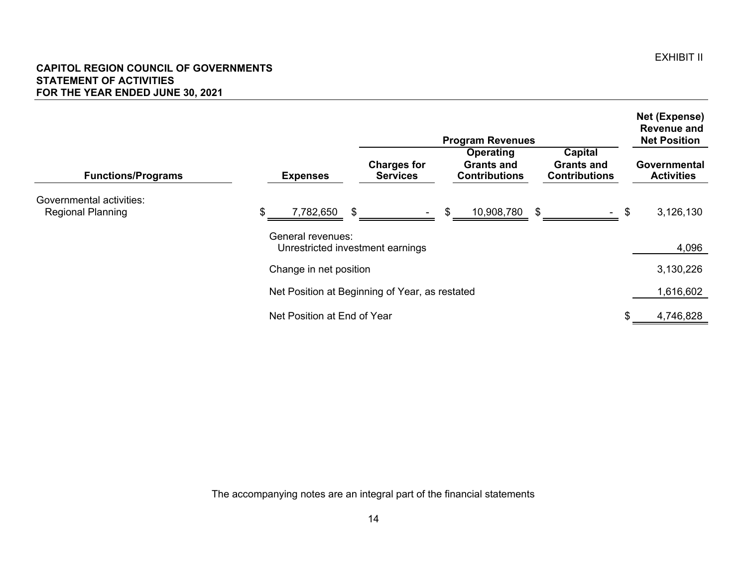EXHIBIT II

**CAPITOL REGION COUNCIL OF GOVERNMENTS**
**STATEMENT OF ACTIVITIES**
**FOR THE YEAR ENDED JUNE 30, 2021**

| | | Program Revenues | | | Net (Expense) Revenue and Net Position |
|---|---|---|---|---|---|
| **Functions/Programs** | **Expenses** | **Charges for Services** | **Operating Grants and Contributions** | **Capital Grants and Contributions** | **Governmental Activities** |
| Governmental activities: | | | | | |
| Regional Planning | $ 7,782,650 | $ - | $ 10,908,780 | $ - | $ 3,126,130 |
| | General revenues: | | | | |
| | Unrestricted investment earnings | | | | 4,096 |
| | Change in net position | | | | 3,130,226 |
| | Net Position at Beginning of Year, as restated | | | | 1,616,602 |
| | Net Position at End of Year | | | | $ 4,746,828 |

The accompanying notes are an integral part of the financial statements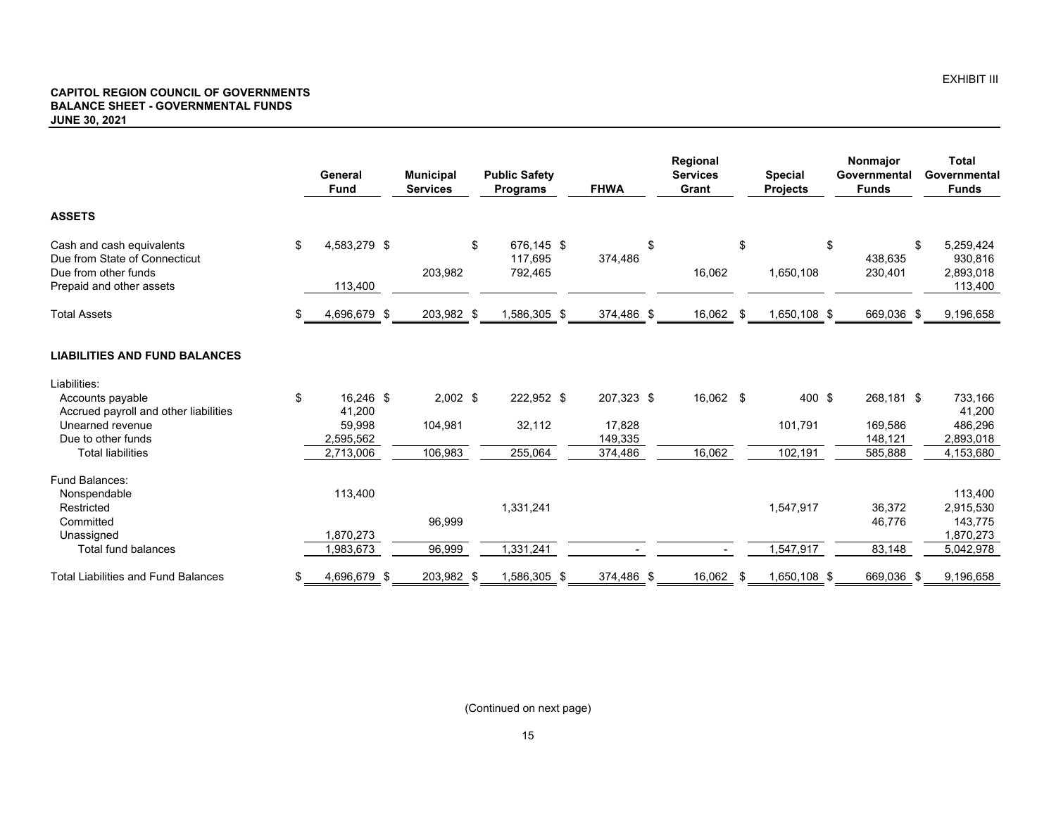EXHIBIT III

**CAPITOL REGION COUNCIL OF GOVERNMENTS**
**BALANCE SHEET - GOVERNMENTAL FUNDS**
**JUNE 30, 2021**

| | General Fund | Municipal Services | Public Safety Programs | FHWA | Regional Services Grant | Special Projects | Nonmajor Governmental Funds | Total Governmental Funds |
|---|---|---|---|---|---|---|---|---|
| **ASSETS** | | | | | | | | |
| Cash and cash equivalents | $ 4,583,279 | $ | $ 676,145 | $ | $ | $ | $ | $ 5,259,424 |
| Due from State of Connecticut | | | 117,695 | 374,486 | | | 438,635 | 930,816 |
| Due from other funds | | 203,982 | 792,465 | | 16,062 | 1,650,108 | 230,401 | 2,893,018 |
| Prepaid and other assets | 113,400 | | | | | | | 113,400 |
| Total Assets | $ 4,696,679 | $ 203,982 | $ 1,586,305 | $ 374,486 | $ 16,062 | $ 1,650,108 | $ 669,036 | $ 9,196,658 |
| **LIABILITIES AND FUND BALANCES** | | | | | | | | |
| Liabilities: | | | | | | | | |
| Accounts payable | $ 16,246 | $ 2,002 | $ 222,952 | $ 207,323 | $ 16,062 | $ 400 | $ 268,181 | $ 733,166 |
| Accrued payroll and other liabilities | 41,200 | | | | | | | 41,200 |
| Unearned revenue | 59,998 | 104,981 | 32,112 | 17,828 | | 101,791 | 169,586 | 486,296 |
| Due to other funds | 2,595,562 | | | 149,335 | | | 148,121 | 2,893,018 |
| Total liabilities | 2,713,006 | 106,983 | 255,064 | 374,486 | 16,062 | 102,191 | 585,888 | 4,153,680 |
| Fund Balances: | | | | | | | | |
| Nonspendable | 113,400 | | | | | | | 113,400 |
| Restricted | | | 1,331,241 | | | 1,547,917 | 36,372 | 2,915,530 |
| Committed | | 96,999 | | | | | 46,776 | 143,775 |
| Unassigned | 1,870,273 | | | | | | | 1,870,273 |
| Total fund balances | 1,983,673 | 96,999 | 1,331,241 | - | - | 1,547,917 | 83,148 | 5,042,978 |
| Total Liabilities and Fund Balances | $ 4,696,679 | $ 203,982 | $ 1,586,305 | $ 374,486 | $ 16,062 | $ 1,650,108 | $ 669,036 | $ 9,196,658 |

(Continued on next page)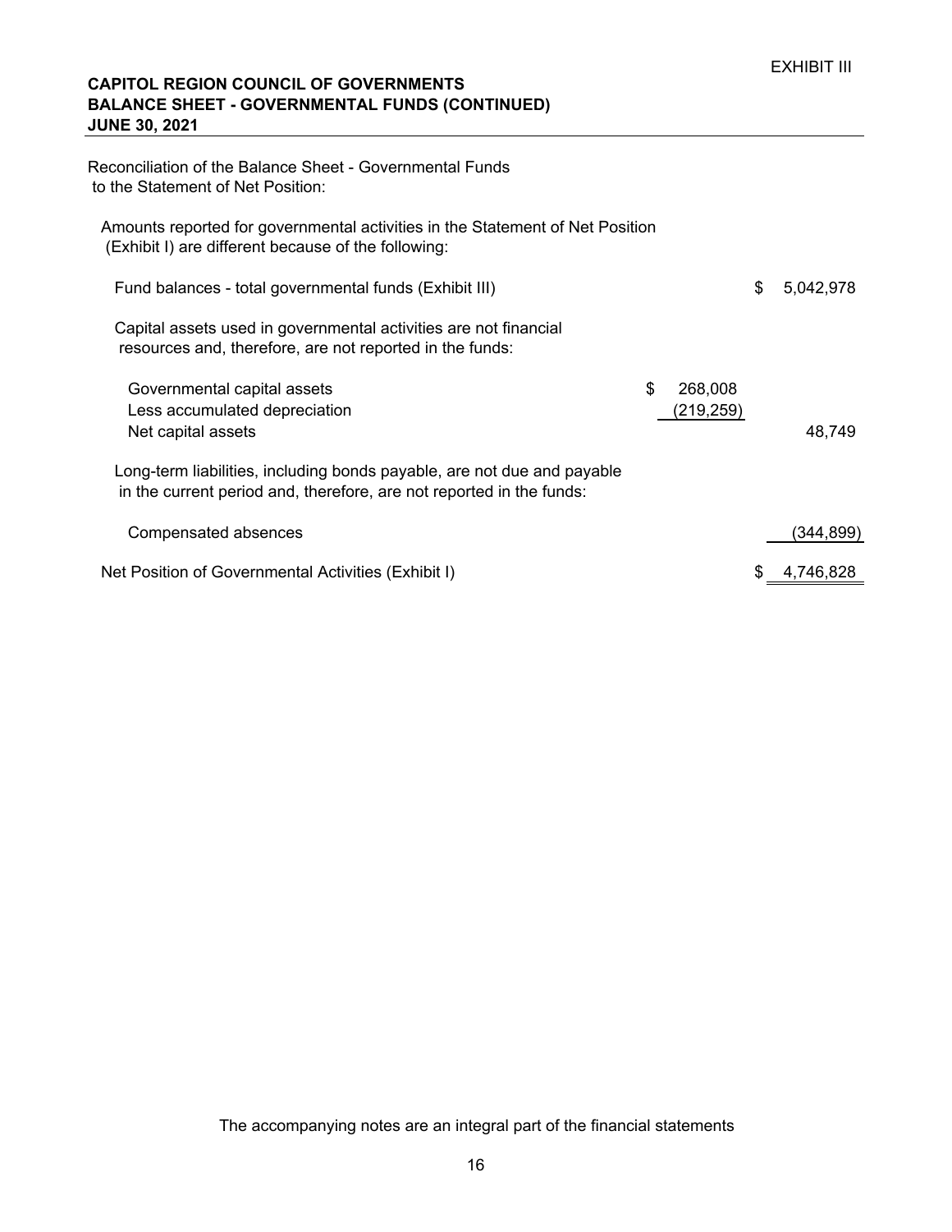EXHIBIT III

**CAPITOL REGION COUNCIL OF GOVERNMENTS**
**BALANCE SHEET - GOVERNMENTAL FUNDS (CONTINUED)**
**JUNE 30, 2021**

Reconciliation of the Balance Sheet - Governmental Funds to the Statement of Net Position:

Amounts reported for governmental activities in the Statement of Net Position (Exhibit I) are different because of the following:

| | | |
|---|---|---|
| Fund balances - total governmental funds (Exhibit III) | | $ 5,042,978 |
| Capital assets used in governmental activities are not financial resources and, therefore, are not reported in the funds: | | |
| Governmental capital assets | $ 268,008 | |
| Less accumulated depreciation | (219,259) | |
| Net capital assets | | 48,749 |
| Long-term liabilities, including bonds payable, are not due and payable in the current period and, therefore, are not reported in the funds: | | |
| Compensated absences | | (344,899) |
| Net Position of Governmental Activities (Exhibit I) | | $ 4,746,828 |

The accompanying notes are an integral part of the financial statements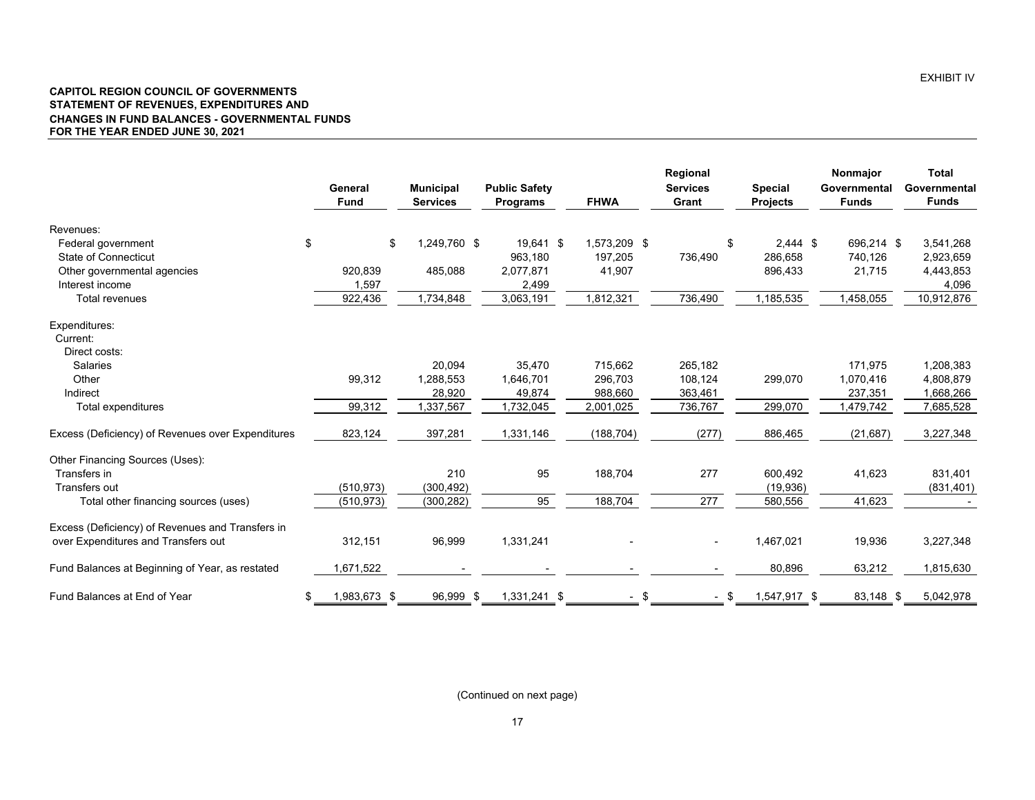EXHIBIT IV

**CAPITOL REGION COUNCIL OF GOVERNMENTS**
**STATEMENT OF REVENUES, EXPENDITURES AND**
**CHANGES IN FUND BALANCES - GOVERNMENTAL FUNDS**
**FOR THE YEAR ENDED JUNE 30, 2021**

| | General Fund | Municipal Services | Public Safety Programs | FHWA | Regional Services Grant | Special Projects | Nonmajor Governmental Funds | Total Governmental Funds |
|---|---|---|---|---|---|---|---|---|
| Revenues: | | | | | | | | |
| Federal government | $ | $ 1,249,760 | $ 19,641 | $ 1,573,209 | $ | $ 2,444 | $ 696,214 | $ 3,541,268 |
| State of Connecticut | | | 963,180 | 197,205 | 736,490 | 286,658 | 740,126 | 2,923,659 |
| Other governmental agencies | 920,839 | 485,088 | 2,077,871 | 41,907 | | 896,433 | 21,715 | 4,443,853 |
| Interest income | 1,597 | | 2,499 | | | | | 4,096 |
| Total revenues | 922,436 | 1,734,848 | 3,063,191 | 1,812,321 | 736,490 | 1,185,535 | 1,458,055 | 10,912,876 |
| Expenditures: | | | | | | | | |
| Current: | | | | | | | | |
| Direct costs: | | | | | | | | |
| Salaries | | 20,094 | 35,470 | 715,662 | 265,182 | | 171,975 | 1,208,383 |
| Other | 99,312 | 1,288,553 | 1,646,701 | 296,703 | 108,124 | 299,070 | 1,070,416 | 4,808,879 |
| Indirect | | 28,920 | 49,874 | 988,660 | 363,461 | | 237,351 | 1,668,266 |
| Total expenditures | 99,312 | 1,337,567 | 1,732,045 | 2,001,025 | 736,767 | 299,070 | 1,479,742 | 7,685,528 |
| Excess (Deficiency) of Revenues over Expenditures | 823,124 | 397,281 | 1,331,146 | (188,704) | (277) | 886,465 | (21,687) | 3,227,348 |
| Other Financing Sources (Uses): | | | | | | | | |
| Transfers in | | 210 | 95 | 188,704 | 277 | 600,492 | 41,623 | 831,401 |
| Transfers out | (510,973) | (300,492) | | | | (19,936) | | (831,401) |
| Total other financing sources (uses) | (510,973) | (300,282) | 95 | 188,704 | 277 | 580,556 | 41,623 | - |
| Excess (Deficiency) of Revenues and Transfers in over Expenditures and Transfers out | 312,151 | 96,999 | 1,331,241 | - | - | 1,467,021 | 19,936 | 3,227,348 |
| Fund Balances at Beginning of Year, as restated | 1,671,522 | - | - | - | - | 80,896 | 63,212 | 1,815,630 |
| Fund Balances at End of Year | $ 1,983,673 | $ 96,999 | $ 1,331,241 | $ - | $ - | $ 1,547,917 | $ 83,148 | $ 5,042,978 |

(Continued on next page)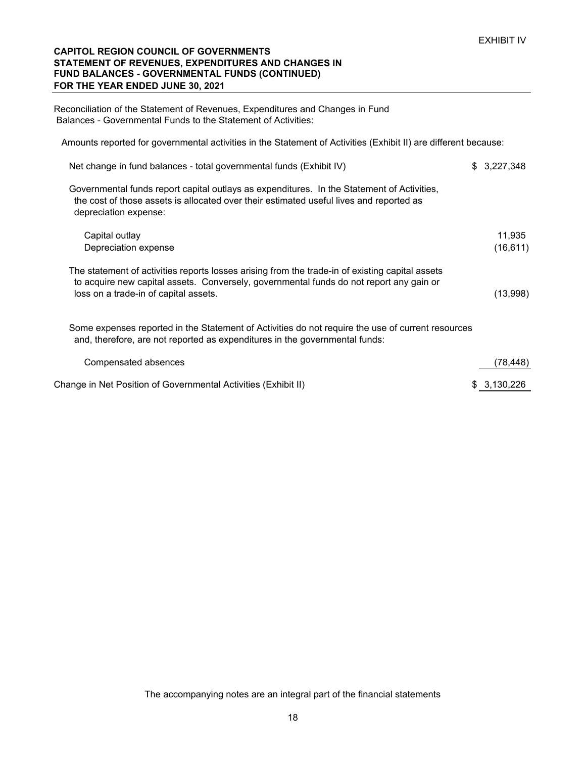EXHIBIT IV

**CAPITOL REGION COUNCIL OF GOVERNMENTS**
**STATEMENT OF REVENUES, EXPENDITURES AND CHANGES IN FUND BALANCES - GOVERNMENTAL FUNDS (CONTINUED)**
**FOR THE YEAR ENDED JUNE 30, 2021**

Reconciliation of the Statement of Revenues, Expenditures and Changes in Fund Balances - Governmental Funds to the Statement of Activities:

Amounts reported for governmental activities in the Statement of Activities (Exhibit II) are different because:

| | |
|---|---|
| Net change in fund balances - total governmental funds (Exhibit IV) | $ 3,227,348 |
| Governmental funds report capital outlays as expenditures. In the Statement of Activities, the cost of those assets is allocated over their estimated useful lives and reported as depreciation expense: | |
| Capital outlay | 11,935 |
| Depreciation expense | (16,611) |
| The statement of activities reports losses arising from the trade-in of existing capital assets to acquire new capital assets. Conversely, governmental funds do not report any gain or loss on a trade-in of capital assets. | (13,998) |
| Some expenses reported in the Statement of Activities do not require the use of current resources and, therefore, are not reported as expenditures in the governmental funds: | |
| Compensated absences | (78,448) |
| Change in Net Position of Governmental Activities (Exhibit II) | $ 3,130,226 |

The accompanying notes are an integral part of the financial statements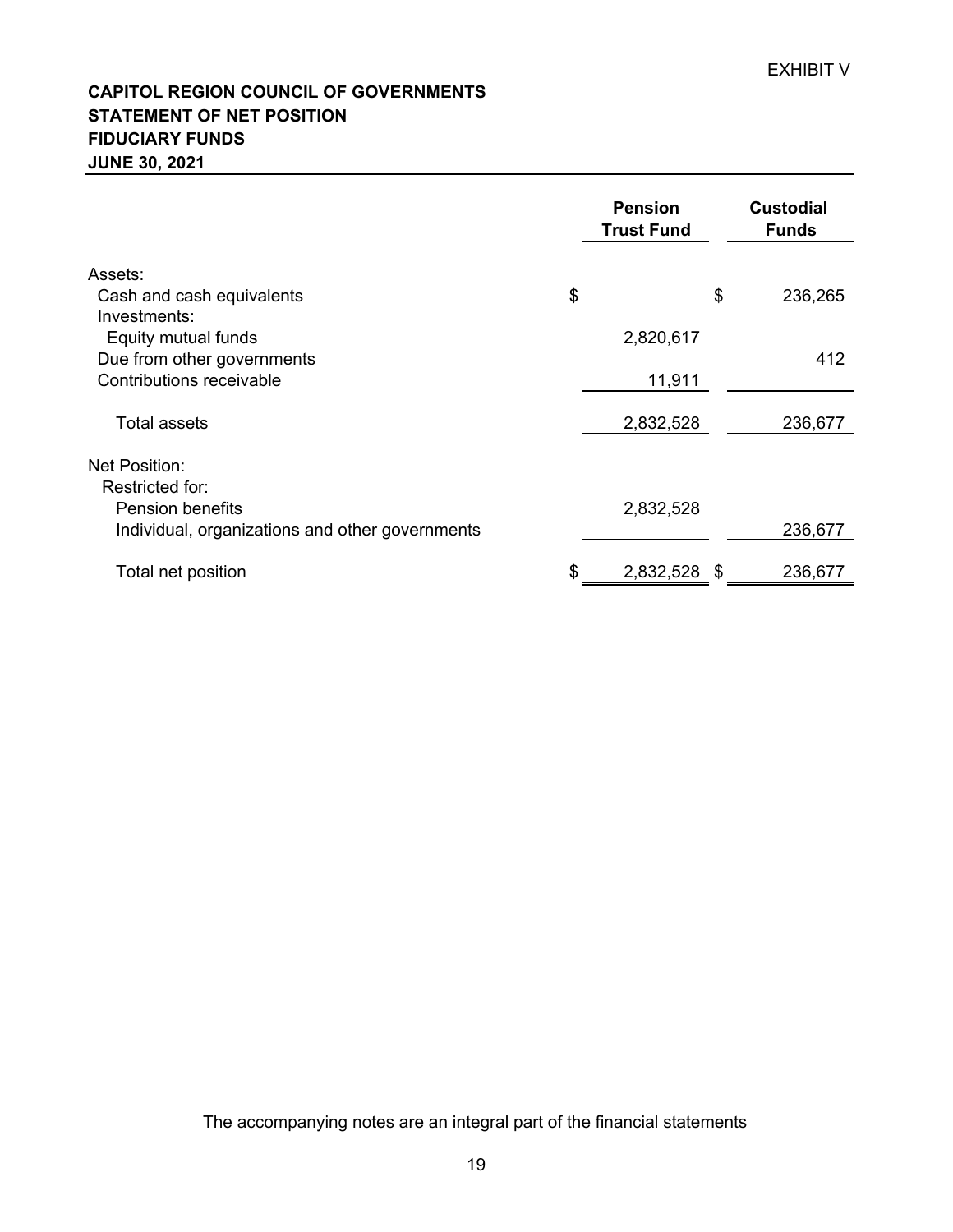EXHIBIT V

**CAPITOL REGION COUNCIL OF GOVERNMENTS**
**STATEMENT OF NET POSITION**
**FIDUCIARY FUNDS**
**JUNE 30, 2021**

| | Pension Trust Fund | Custodial Funds |
|---|---|---|
| Assets: | | |
| Cash and cash equivalents | $ | $ 236,265 |
| Investments: | | |
| Equity mutual funds | 2,820,617 | |
| Due from other governments | | 412 |
| Contributions receivable | 11,911 | |
| Total assets | 2,832,528 | 236,677 |
| Net Position: | | |
| Restricted for: | | |
| Pension benefits | 2,832,528 | |
| Individual, organizations and other governments | | 236,677 |
| Total net position | $ 2,832,528 | $ 236,677 |

The accompanying notes are an integral part of the financial statements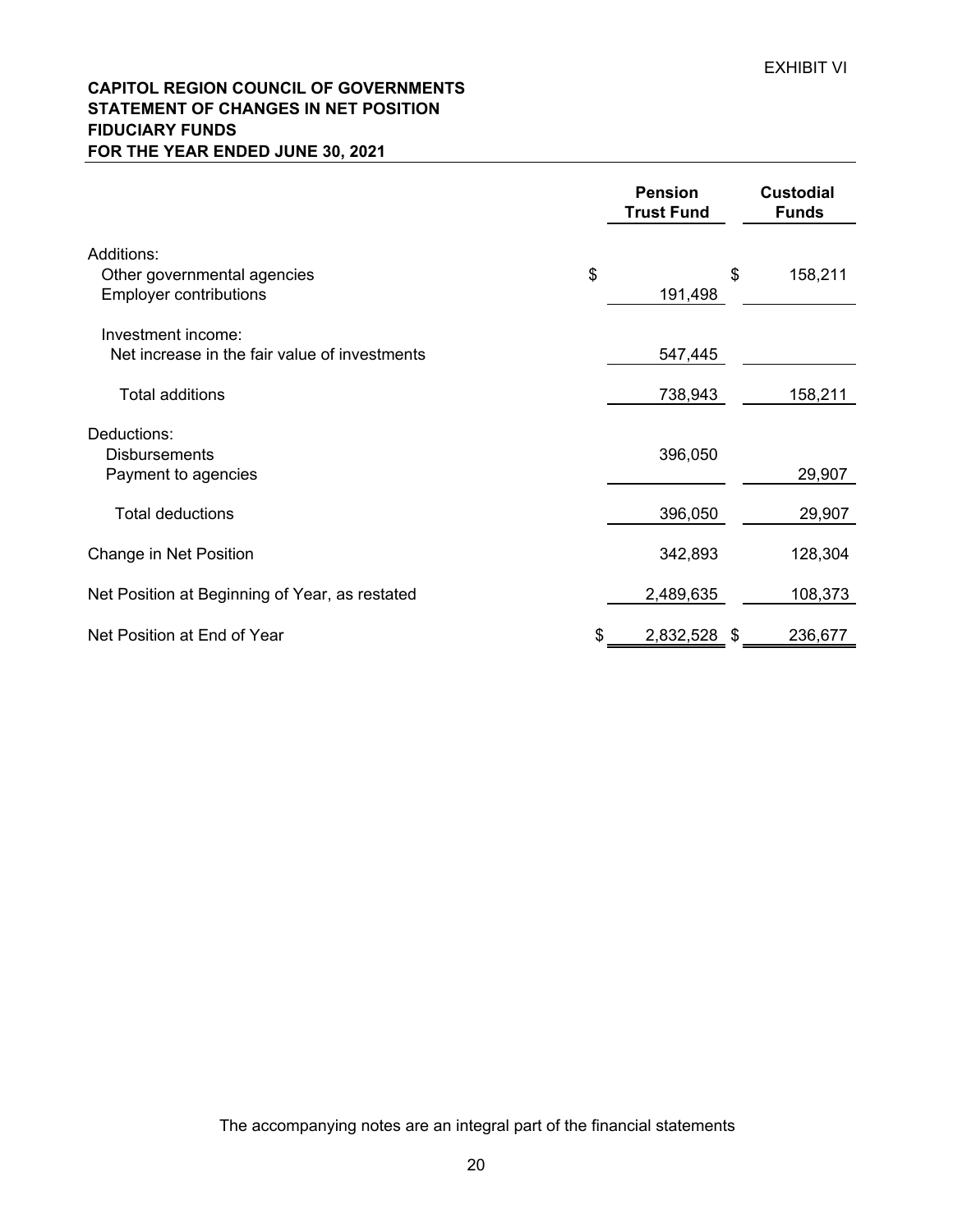EXHIBIT VI

**CAPITOL REGION COUNCIL OF GOVERNMENTS**
**STATEMENT OF CHANGES IN NET POSITION**
**FIDUCIARY FUNDS**
**FOR THE YEAR ENDED JUNE 30, 2021**

| | Pension Trust Fund | Custodial Funds |
|---|---|---|
| Additions: | | |
| Other governmental agencies | $ | $ 158,211 |
| Employer contributions | 191,498 | |
| Investment income: | | |
| Net increase in the fair value of investments | 547,445 | |
| Total additions | 738,943 | 158,211 |
| Deductions: | | |
| Disbursements | 396,050 | |
| Payment to agencies | | 29,907 |
| Total deductions | 396,050 | 29,907 |
| Change in Net Position | 342,893 | 128,304 |
| Net Position at Beginning of Year, as restated | 2,489,635 | 108,373 |
| Net Position at End of Year | $ 2,832,528 | $ 236,677 |

The accompanying notes are an integral part of the financial statements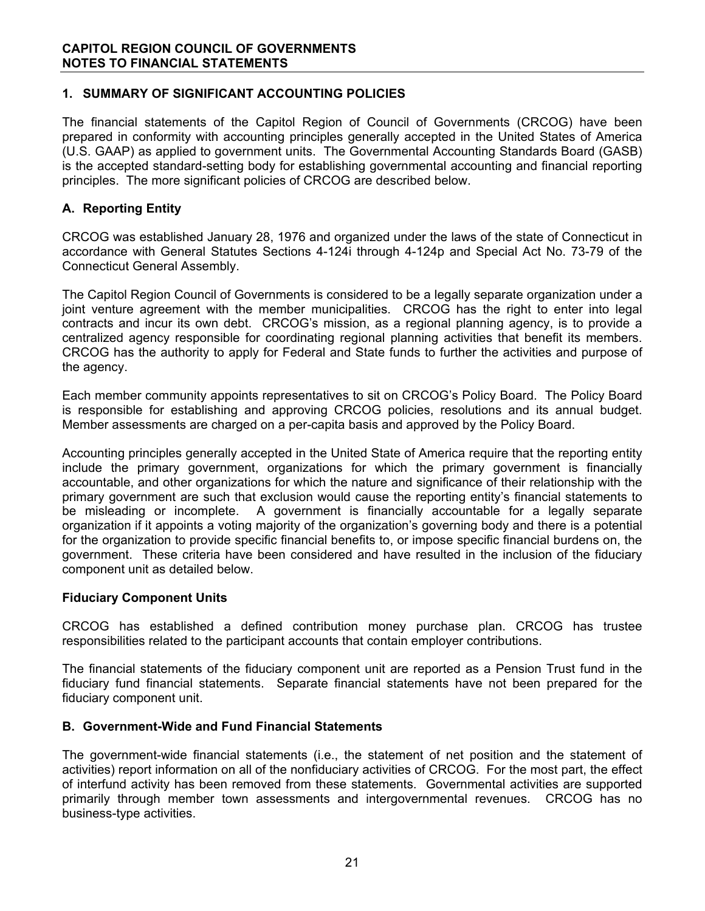# 1. SUMMARY OF SIGNIFICANT ACCOUNTING POLICIES

The financial statements of the Capitol Region of Council of Governments (CRCOG) have been prepared in conformity with accounting principles generally accepted in the United States of America (U.S. GAAP) as applied to government units. The Governmental Accounting Standards Board (GASB) is the accepted standard-setting body for establishing governmental accounting and financial reporting principles. The more significant policies of CRCOG are described below.

## A. Reporting Entity

CRCOG was established January 28, 1976 and organized under the laws of the state of Connecticut in accordance with General Statutes Sections 4-124i through 4-124p and Special Act No. 73-79 of the Connecticut General Assembly.

The Capitol Region Council of Governments is considered to be a legally separate organization under a joint venture agreement with the member municipalities. CRCOG has the right to enter into legal contracts and incur its own debt. CRCOG's mission, as a regional planning agency, is to provide a centralized agency responsible for coordinating regional planning activities that benefit its members. CRCOG has the authority to apply for Federal and State funds to further the activities and purpose of the agency.

Each member community appoints representatives to sit on CRCOG's Policy Board. The Policy Board is responsible for establishing and approving CRCOG policies, resolutions and its annual budget. Member assessments are charged on a per-capita basis and approved by the Policy Board.

Accounting principles generally accepted in the United State of America require that the reporting entity include the primary government, organizations for which the primary government is financially accountable, and other organizations for which the nature and significance of their relationship with the primary government are such that exclusion would cause the reporting entity's financial statements to be misleading or incomplete. A government is financially accountable for a legally separate organization if it appoints a voting majority of the organization's governing body and there is a potential for the organization to provide specific financial benefits to, or impose specific financial burdens on, the government. These criteria have been considered and have resulted in the inclusion of the fiduciary component unit as detailed below.

### Fiduciary Component Units

CRCOG has established a defined contribution money purchase plan. CRCOG has trustee responsibilities related to the participant accounts that contain employer contributions.

The financial statements of the fiduciary component unit are reported as a Pension Trust fund in the fiduciary fund financial statements. Separate financial statements have not been prepared for the fiduciary component unit.

## B. Government-Wide and Fund Financial Statements

The government-wide financial statements (i.e., the statement of net position and the statement of activities) report information on all of the nonfiduciary activities of CRCOG. For the most part, the effect of interfund activity has been removed from these statements. Governmental activities are supported primarily through member town assessments and intergovernmental revenues. CRCOG has no business-type activities.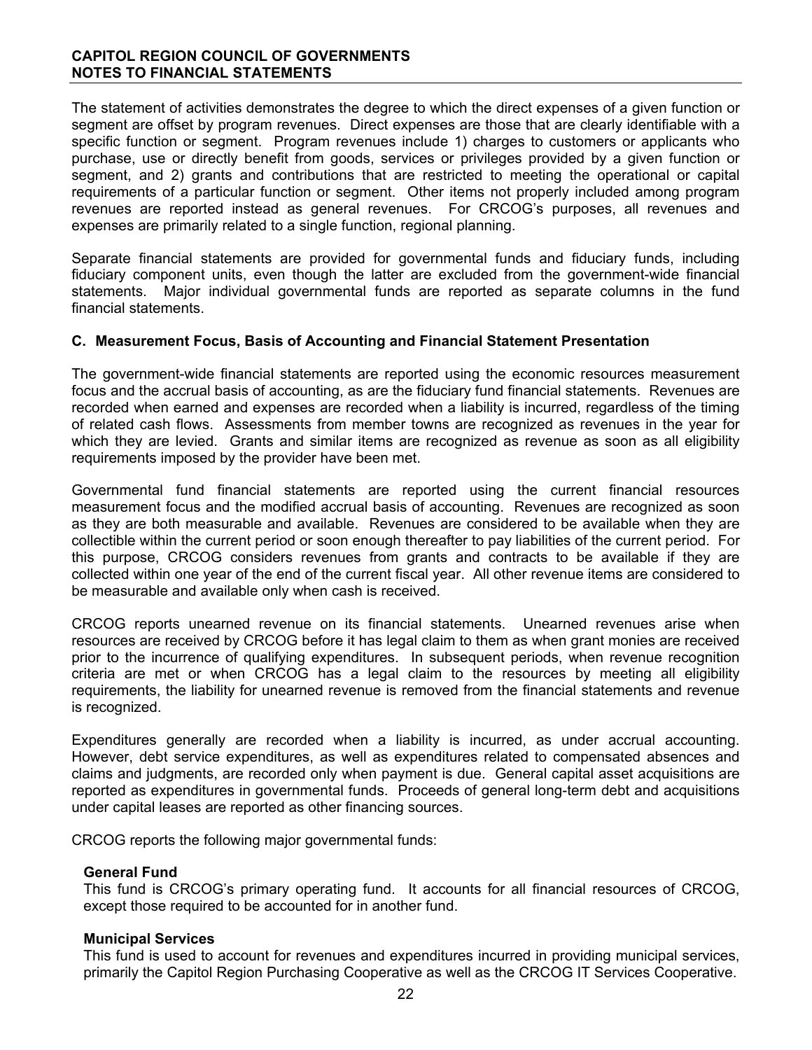The statement of activities demonstrates the degree to which the direct expenses of a given function or segment are offset by program revenues. Direct expenses are those that are clearly identifiable with a specific function or segment. Program revenues include 1) charges to customers or applicants who purchase, use or directly benefit from goods, services or privileges provided by a given function or segment, and 2) grants and contributions that are restricted to meeting the operational or capital requirements of a particular function or segment. Other items not properly included among program revenues are reported instead as general revenues. For CRCOG's purposes, all revenues and expenses are primarily related to a single function, regional planning.

Separate financial statements are provided for governmental funds and fiduciary funds, including fiduciary component units, even though the latter are excluded from the government-wide financial statements. Major individual governmental funds are reported as separate columns in the fund financial statements.

### C. Measurement Focus, Basis of Accounting and Financial Statement Presentation

The government-wide financial statements are reported using the economic resources measurement focus and the accrual basis of accounting, as are the fiduciary fund financial statements. Revenues are recorded when earned and expenses are recorded when a liability is incurred, regardless of the timing of related cash flows. Assessments from member towns are recognized as revenues in the year for which they are levied. Grants and similar items are recognized as revenue as soon as all eligibility requirements imposed by the provider have been met.

Governmental fund financial statements are reported using the current financial resources measurement focus and the modified accrual basis of accounting. Revenues are recognized as soon as they are both measurable and available. Revenues are considered to be available when they are collectible within the current period or soon enough thereafter to pay liabilities of the current period. For this purpose, CRCOG considers revenues from grants and contracts to be available if they are collected within one year of the end of the current fiscal year. All other revenue items are considered to be measurable and available only when cash is received.

CRCOG reports unearned revenue on its financial statements. Unearned revenues arise when resources are received by CRCOG before it has legal claim to them as when grant monies are received prior to the incurrence of qualifying expenditures. In subsequent periods, when revenue recognition criteria are met or when CRCOG has a legal claim to the resources by meeting all eligibility requirements, the liability for unearned revenue is removed from the financial statements and revenue is recognized.

Expenditures generally are recorded when a liability is incurred, as under accrual accounting. However, debt service expenditures, as well as expenditures related to compensated absences and claims and judgments, are recorded only when payment is due. General capital asset acquisitions are reported as expenditures in governmental funds. Proceeds of general long-term debt and acquisitions under capital leases are reported as other financing sources.

CRCOG reports the following major governmental funds:

**General Fund**
This fund is CRCOG's primary operating fund. It accounts for all financial resources of CRCOG, except those required to be accounted for in another fund.

**Municipal Services**
This fund is used to account for revenues and expenditures incurred in providing municipal services, primarily the Capitol Region Purchasing Cooperative as well as the CRCOG IT Services Cooperative.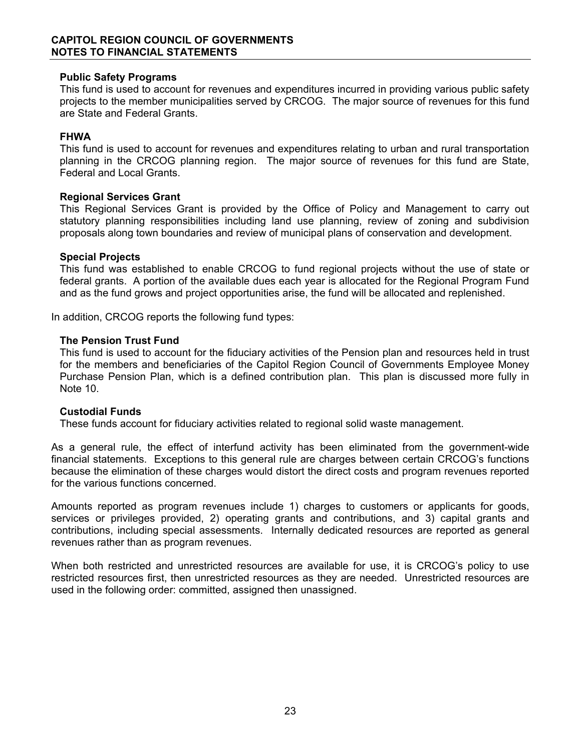**Public Safety Programs**
This fund is used to account for revenues and expenditures incurred in providing various public safety projects to the member municipalities served by CRCOG. The major source of revenues for this fund are State and Federal Grants.

**FHWA**
This fund is used to account for revenues and expenditures relating to urban and rural transportation planning in the CRCOG planning region. The major source of revenues for this fund are State, Federal and Local Grants.

**Regional Services Grant**
This Regional Services Grant is provided by the Office of Policy and Management to carry out statutory planning responsibilities including land use planning, review of zoning and subdivision proposals along town boundaries and review of municipal plans of conservation and development.

**Special Projects**
This fund was established to enable CRCOG to fund regional projects without the use of state or federal grants. A portion of the available dues each year is allocated for the Regional Program Fund and as the fund grows and project opportunities arise, the fund will be allocated and replenished.

In addition, CRCOG reports the following fund types:

**The Pension Trust Fund**
This fund is used to account for the fiduciary activities of the Pension plan and resources held in trust for the members and beneficiaries of the Capitol Region Council of Governments Employee Money Purchase Pension Plan, which is a defined contribution plan. This plan is discussed more fully in Note 10.

**Custodial Funds**
These funds account for fiduciary activities related to regional solid waste management.

As a general rule, the effect of interfund activity has been eliminated from the government-wide financial statements. Exceptions to this general rule are charges between certain CRCOG's functions because the elimination of these charges would distort the direct costs and program revenues reported for the various functions concerned.

Amounts reported as program revenues include 1) charges to customers or applicants for goods, services or privileges provided, 2) operating grants and contributions, and 3) capital grants and contributions, including special assessments. Internally dedicated resources are reported as general revenues rather than as program revenues.

When both restricted and unrestricted resources are available for use, it is CRCOG's policy to use restricted resources first, then unrestricted resources as they are needed. Unrestricted resources are used in the following order: committed, assigned then unassigned.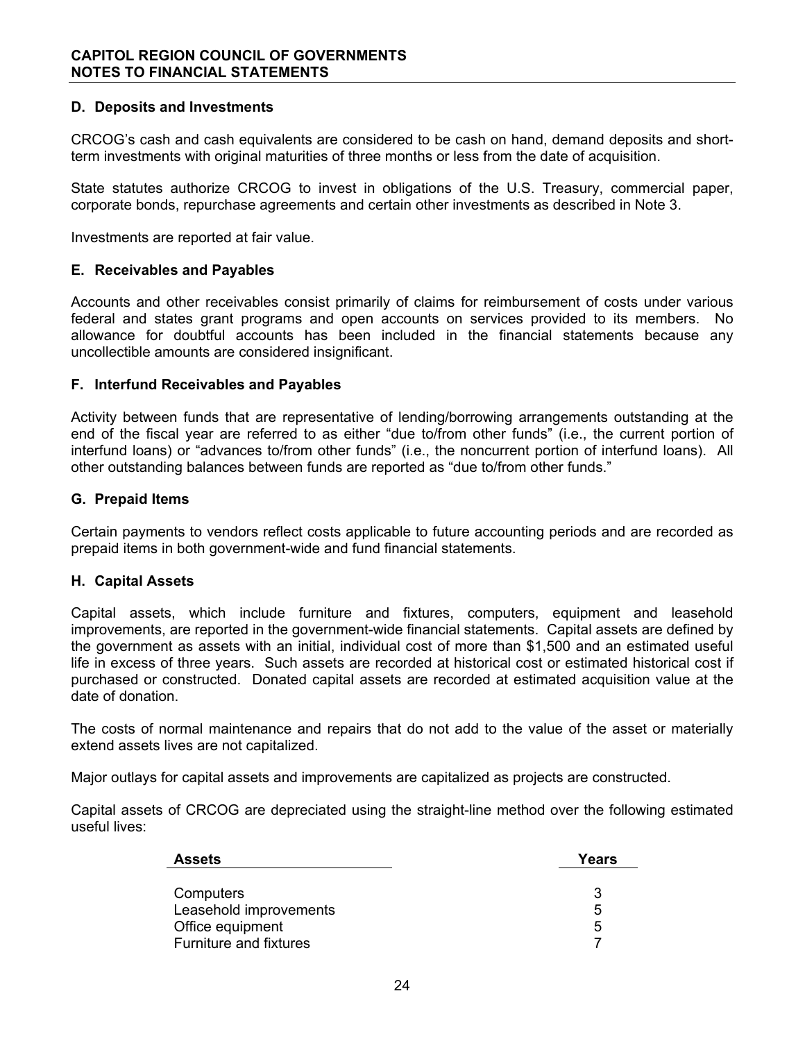### D. Deposits and Investments

CRCOG's cash and cash equivalents are considered to be cash on hand, demand deposits and short-term investments with original maturities of three months or less from the date of acquisition.

State statutes authorize CRCOG to invest in obligations of the U.S. Treasury, commercial paper, corporate bonds, repurchase agreements and certain other investments as described in Note 3.

Investments are reported at fair value.

### E. Receivables and Payables

Accounts and other receivables consist primarily of claims for reimbursement of costs under various federal and states grant programs and open accounts on services provided to its members. No allowance for doubtful accounts has been included in the financial statements because any uncollectible amounts are considered insignificant.

### F. Interfund Receivables and Payables

Activity between funds that are representative of lending/borrowing arrangements outstanding at the end of the fiscal year are referred to as either "due to/from other funds" (i.e., the current portion of interfund loans) or "advances to/from other funds" (i.e., the noncurrent portion of interfund loans). All other outstanding balances between funds are reported as "due to/from other funds."

### G. Prepaid Items

Certain payments to vendors reflect costs applicable to future accounting periods and are recorded as prepaid items in both government-wide and fund financial statements.

### H. Capital Assets

Capital assets, which include furniture and fixtures, computers, equipment and leasehold improvements, are reported in the government-wide financial statements. Capital assets are defined by the government as assets with an initial, individual cost of more than $1,500 and an estimated useful life in excess of three years. Such assets are recorded at historical cost or estimated historical cost if purchased or constructed. Donated capital assets are recorded at estimated acquisition value at the date of donation.

The costs of normal maintenance and repairs that do not add to the value of the asset or materially extend assets lives are not capitalized.

Major outlays for capital assets and improvements are capitalized as projects are constructed.

Capital assets of CRCOG are depreciated using the straight-line method over the following estimated useful lives:

| Assets | Years |
| --- | --- |
| Computers | 3 |
| Leasehold improvements | 5 |
| Office equipment | 5 |
| Furniture and fixtures | 7 |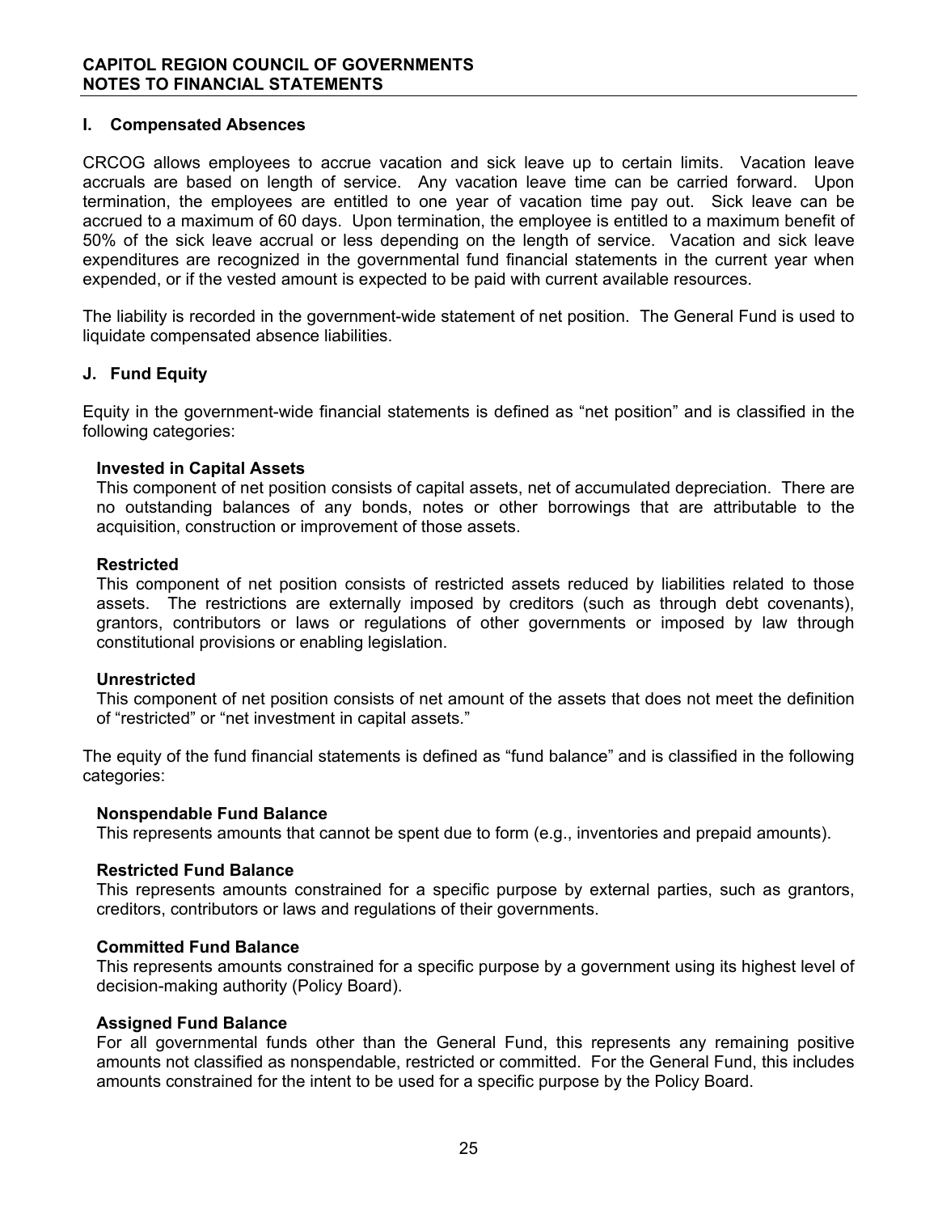## I. Compensated Absences

CRCOG allows employees to accrue vacation and sick leave up to certain limits. Vacation leave accruals are based on length of service. Any vacation leave time can be carried forward. Upon termination, the employees are entitled to one year of vacation time pay out. Sick leave can be accrued to a maximum of 60 days. Upon termination, the employee is entitled to a maximum benefit of 50% of the sick leave accrual or less depending on the length of service. Vacation and sick leave expenditures are recognized in the governmental fund financial statements in the current year when expended, or if the vested amount is expected to be paid with current available resources.

The liability is recorded in the government-wide statement of net position. The General Fund is used to liquidate compensated absence liabilities.

## J. Fund Equity

Equity in the government-wide financial statements is defined as "net position" and is classified in the following categories:

**Invested in Capital Assets**
This component of net position consists of capital assets, net of accumulated depreciation. There are no outstanding balances of any bonds, notes or other borrowings that are attributable to the acquisition, construction or improvement of those assets.

**Restricted**
This component of net position consists of restricted assets reduced by liabilities related to those assets. The restrictions are externally imposed by creditors (such as through debt covenants), grantors, contributors or laws or regulations of other governments or imposed by law through constitutional provisions or enabling legislation.

**Unrestricted**
This component of net position consists of net amount of the assets that does not meet the definition of "restricted" or "net investment in capital assets."

The equity of the fund financial statements is defined as "fund balance" and is classified in the following categories:

**Nonspendable Fund Balance**
This represents amounts that cannot be spent due to form (e.g., inventories and prepaid amounts).

**Restricted Fund Balance**
This represents amounts constrained for a specific purpose by external parties, such as grantors, creditors, contributors or laws and regulations of their governments.

**Committed Fund Balance**
This represents amounts constrained for a specific purpose by a government using its highest level of decision-making authority (Policy Board).

**Assigned Fund Balance**
For all governmental funds other than the General Fund, this represents any remaining positive amounts not classified as nonspendable, restricted or committed. For the General Fund, this includes amounts constrained for the intent to be used for a specific purpose by the Policy Board.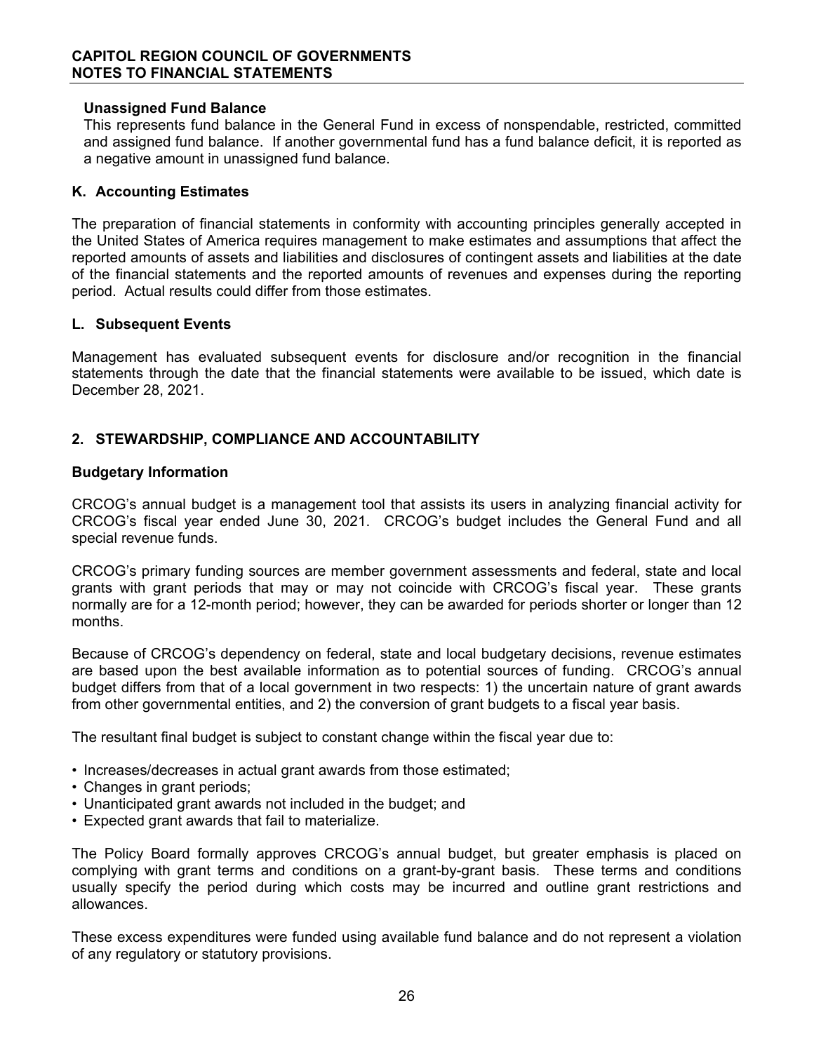#### Unassigned Fund Balance

This represents fund balance in the General Fund in excess of nonspendable, restricted, committed and assigned fund balance. If another governmental fund has a fund balance deficit, it is reported as a negative amount in unassigned fund balance.

### K. Accounting Estimates

The preparation of financial statements in conformity with accounting principles generally accepted in the United States of America requires management to make estimates and assumptions that affect the reported amounts of assets and liabilities and disclosures of contingent assets and liabilities at the date of the financial statements and the reported amounts of revenues and expenses during the reporting period. Actual results could differ from those estimates.

### L. Subsequent Events

Management has evaluated subsequent events for disclosure and/or recognition in the financial statements through the date that the financial statements were available to be issued, which date is December 28, 2021.

## 2. STEWARDSHIP, COMPLIANCE AND ACCOUNTABILITY

### Budgetary Information

CRCOG's annual budget is a management tool that assists its users in analyzing financial activity for CRCOG's fiscal year ended June 30, 2021. CRCOG's budget includes the General Fund and all special revenue funds.

CRCOG's primary funding sources are member government assessments and federal, state and local grants with grant periods that may or may not coincide with CRCOG's fiscal year. These grants normally are for a 12-month period; however, they can be awarded for periods shorter or longer than 12 months.

Because of CRCOG's dependency on federal, state and local budgetary decisions, revenue estimates are based upon the best available information as to potential sources of funding. CRCOG's annual budget differs from that of a local government in two respects: 1) the uncertain nature of grant awards from other governmental entities, and 2) the conversion of grant budgets to a fiscal year basis.

The resultant final budget is subject to constant change within the fiscal year due to:

- Increases/decreases in actual grant awards from those estimated;
- Changes in grant periods;
- Unanticipated grant awards not included in the budget; and
- Expected grant awards that fail to materialize.

The Policy Board formally approves CRCOG's annual budget, but greater emphasis is placed on complying with grant terms and conditions on a grant-by-grant basis. These terms and conditions usually specify the period during which costs may be incurred and outline grant restrictions and allowances.

These excess expenditures were funded using available fund balance and do not represent a violation of any regulatory or statutory provisions.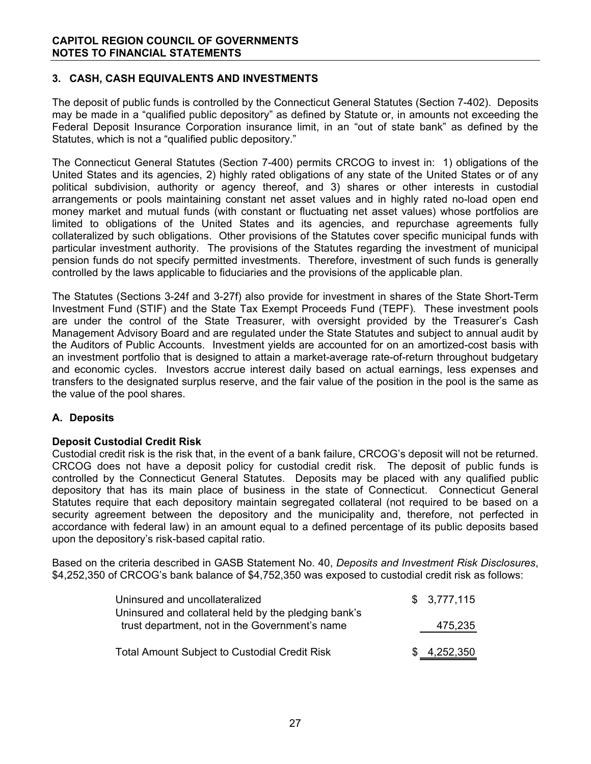**CAPITOL REGION COUNCIL OF GOVERNMENTS**
**NOTES TO FINANCIAL STATEMENTS**

## 3. CASH, CASH EQUIVALENTS AND INVESTMENTS

The deposit of public funds is controlled by the Connecticut General Statutes (Section 7-402). Deposits may be made in a "qualified public depository" as defined by Statute or, in amounts not exceeding the Federal Deposit Insurance Corporation insurance limit, in an "out of state bank" as defined by the Statutes, which is not a "qualified public depository."

The Connecticut General Statutes (Section 7-400) permits CRCOG to invest in: 1) obligations of the United States and its agencies, 2) highly rated obligations of any state of the United States or of any political subdivision, authority or agency thereof, and 3) shares or other interests in custodial arrangements or pools maintaining constant net asset values and in highly rated no-load open end money market and mutual funds (with constant or fluctuating net asset values) whose portfolios are limited to obligations of the United States and its agencies, and repurchase agreements fully collateralized by such obligations. Other provisions of the Statutes cover specific municipal funds with particular investment authority. The provisions of the Statutes regarding the investment of municipal pension funds do not specify permitted investments. Therefore, investment of such funds is generally controlled by the laws applicable to fiduciaries and the provisions of the applicable plan.

The Statutes (Sections 3-24f and 3-27f) also provide for investment in shares of the State Short-Term Investment Fund (STIF) and the State Tax Exempt Proceeds Fund (TEPF). These investment pools are under the control of the State Treasurer, with oversight provided by the Treasurer's Cash Management Advisory Board and are regulated under the State Statutes and subject to annual audit by the Auditors of Public Accounts. Investment yields are accounted for on an amortized-cost basis with an investment portfolio that is designed to attain a market-average rate-of-return throughout budgetary and economic cycles. Investors accrue interest daily based on actual earnings, less expenses and transfers to the designated surplus reserve, and the fair value of the position in the pool is the same as the value of the pool shares.

### A. Deposits

**Deposit Custodial Credit Risk**
Custodial credit risk is the risk that, in the event of a bank failure, CRCOG's deposit will not be returned. CRCOG does not have a deposit policy for custodial credit risk. The deposit of public funds is controlled by the Connecticut General Statutes. Deposits may be placed with any qualified public depository that has its main place of business in the state of Connecticut. Connecticut General Statutes require that each depository maintain segregated collateral (not required to be based on a security agreement between the depository and the municipality and, therefore, not perfected in accordance with federal law) in an amount equal to a defined percentage of its public deposits based upon the depository's risk-based capital ratio.

Based on the criteria described in GASB Statement No. 40, *Deposits and Investment Risk Disclosures*, $4,252,350 of CRCOG's bank balance of $4,752,350 was exposed to custodial credit risk as follows:

| | |
|---|---|
| Uninsured and uncollateralized | $ 3,777,115 |
| Uninsured and collateral held by the pledging bank's trust department, not in the Government's name | 475,235 |
| Total Amount Subject to Custodial Credit Risk | $ 4,252,350 |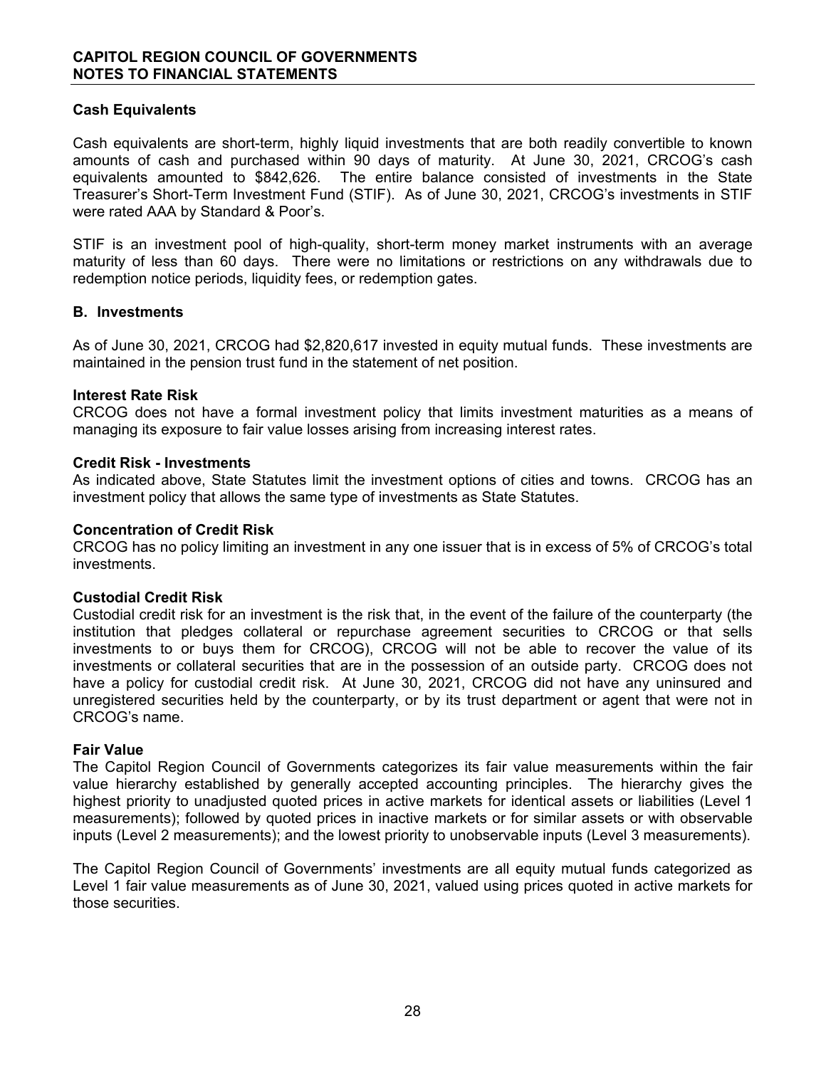**Cash Equivalents**

Cash equivalents are short-term, highly liquid investments that are both readily convertible to known amounts of cash and purchased within 90 days of maturity. At June 30, 2021, CRCOG's cash equivalents amounted to $842,626. The entire balance consisted of investments in the State Treasurer's Short-Term Investment Fund (STIF). As of June 30, 2021, CRCOG's investments in STIF were rated AAA by Standard & Poor's.

STIF is an investment pool of high-quality, short-term money market instruments with an average maturity of less than 60 days. There were no limitations or restrictions on any withdrawals due to redemption notice periods, liquidity fees, or redemption gates.

## B. Investments

As of June 30, 2021, CRCOG had $2,820,617 invested in equity mutual funds. These investments are maintained in the pension trust fund in the statement of net position.

**Interest Rate Risk**
CRCOG does not have a formal investment policy that limits investment maturities as a means of managing its exposure to fair value losses arising from increasing interest rates.

**Credit Risk - Investments**
As indicated above, State Statutes limit the investment options of cities and towns. CRCOG has an investment policy that allows the same type of investments as State Statutes.

**Concentration of Credit Risk**
CRCOG has no policy limiting an investment in any one issuer that is in excess of 5% of CRCOG's total investments.

**Custodial Credit Risk**
Custodial credit risk for an investment is the risk that, in the event of the failure of the counterparty (the institution that pledges collateral or repurchase agreement securities to CRCOG or that sells investments to or buys them for CRCOG), CRCOG will not be able to recover the value of its investments or collateral securities that are in the possession of an outside party. CRCOG does not have a policy for custodial credit risk. At June 30, 2021, CRCOG did not have any uninsured and unregistered securities held by the counterparty, or by its trust department or agent that were not in CRCOG's name.

**Fair Value**
The Capitol Region Council of Governments categorizes its fair value measurements within the fair value hierarchy established by generally accepted accounting principles. The hierarchy gives the highest priority to unadjusted quoted prices in active markets for identical assets or liabilities (Level 1 measurements); followed by quoted prices in inactive markets or for similar assets or with observable inputs (Level 2 measurements); and the lowest priority to unobservable inputs (Level 3 measurements).

The Capitol Region Council of Governments' investments are all equity mutual funds categorized as Level 1 fair value measurements as of June 30, 2021, valued using prices quoted in active markets for those securities.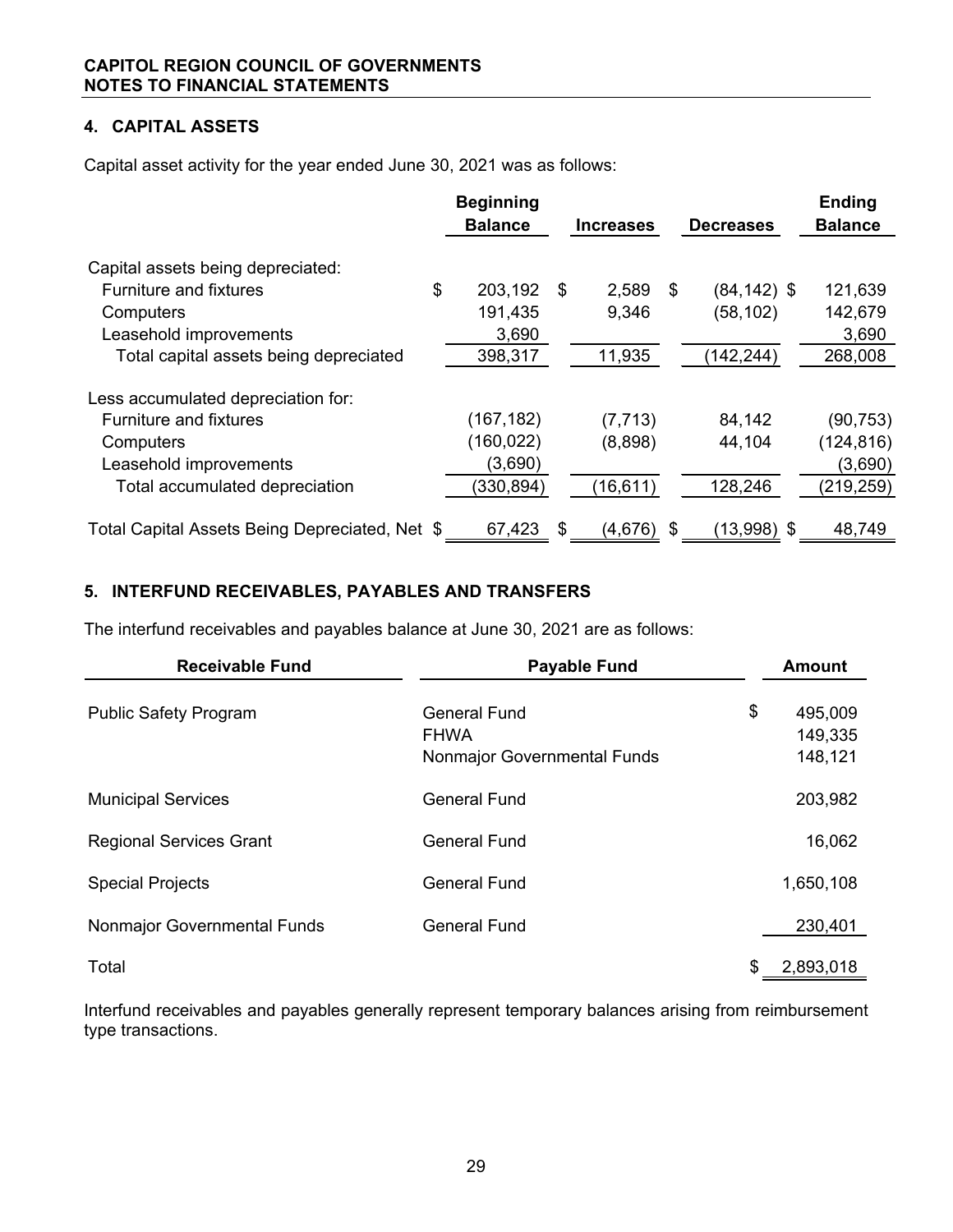## 4. CAPITAL ASSETS

Capital asset activity for the year ended June 30, 2021 was as follows:

| | Beginning Balance | Increases | Decreases | Ending Balance |
|---|---|---|---|---|
| Capital assets being depreciated: | | | | |
| Furniture and fixtures | $ 203,192 | $ 2,589 | $ (84,142) | $ 121,639 |
| Computers | 191,435 | 9,346 | (58,102) | 142,679 |
| Leasehold improvements | 3,690 | | | 3,690 |
| Total capital assets being depreciated | 398,317 | 11,935 | (142,244) | 268,008 |
| Less accumulated depreciation for: | | | | |
| Furniture and fixtures | (167,182) | (7,713) | 84,142 | (90,753) |
| Computers | (160,022) | (8,898) | 44,104 | (124,816) |
| Leasehold improvements | (3,690) | | | (3,690) |
| Total accumulated depreciation | (330,894) | (16,611) | 128,246 | (219,259) |
| Total Capital Assets Being Depreciated, Net | $ 67,423 | $ (4,676) | $ (13,998) | $ 48,749 |

## 5. INTERFUND RECEIVABLES, PAYABLES AND TRANSFERS

The interfund receivables and payables balance at June 30, 2021 are as follows:

| Receivable Fund | Payable Fund | Amount |
|---|---|---|
| Public Safety Program | General Fund | $ 495,009 |
| | FHWA | 149,335 |
| | Nonmajor Governmental Funds | 148,121 |
| Municipal Services | General Fund | 203,982 |
| Regional Services Grant | General Fund | 16,062 |
| Special Projects | General Fund | 1,650,108 |
| Nonmajor Governmental Funds | General Fund | 230,401 |
| Total | | $ 2,893,018 |

Interfund receivables and payables generally represent temporary balances arising from reimbursement type transactions.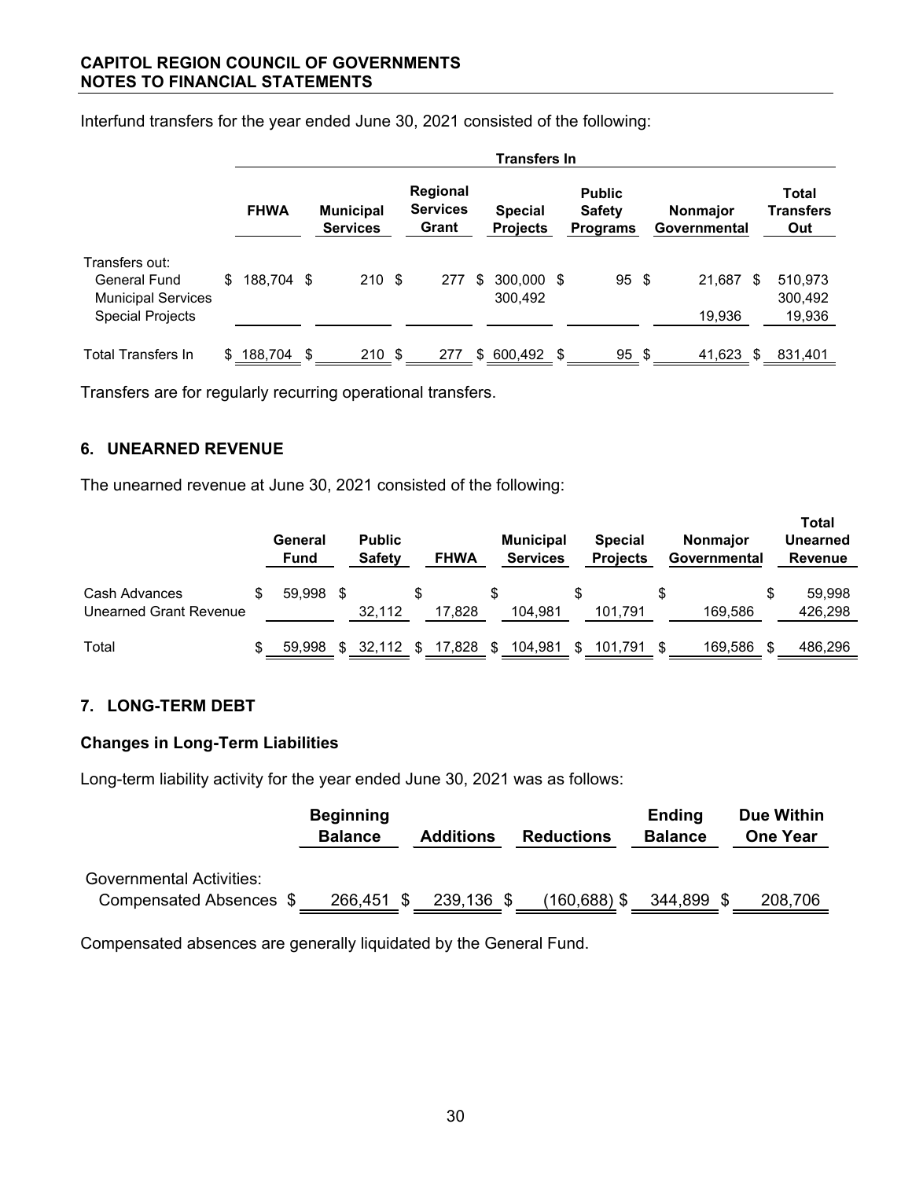Interfund transfers for the year ended June 30, 2021 consisted of the following:

| | Transfers In | | | | | | |
|---|---|---|---|---|---|---|---|
| | FHWA | Municipal Services | Regional Services Grant | Special Projects | Public Safety Programs | Nonmajor Governmental | Total Transfers Out |
| Transfers out: | | | | | | | |
| General Fund | $ 188,704 | $ 210 | $ 277 | $ 300,000 | $ 95 | $ 21,687 | $ 510,973 |
| Municipal Services | | | | 300,492 | | | 300,492 |
| Special Projects | | | | | | 19,936 | 19,936 |
| Total Transfers In | $ 188,704 | $ 210 | $ 277 | $ 600,492 | $ 95 | $ 41,623 | $ 831,401 |

Transfers are for regularly recurring operational transfers.

## 6. UNEARNED REVENUE

The unearned revenue at June 30, 2021 consisted of the following:

| | General Fund | Public Safety | FHWA | Municipal Services | Special Projects | Nonmajor Governmental | Total Unearned Revenue |
|---|---|---|---|---|---|---|---|
| Cash Advances | $ 59,998 | $ | $ | $ | $ | $ | $ 59,998 |
| Unearned Grant Revenue | | 32,112 | 17,828 | 104,981 | 101,791 | 169,586 | 426,298 |
| Total | $ 59,998 | $ 32,112 | $ 17,828 | $ 104,981 | $ 101,791 | $ 169,586 | $ 486,296 |

## 7. LONG-TERM DEBT

### Changes in Long-Term Liabilities

Long-term liability activity for the year ended June 30, 2021 was as follows:

| | Beginning Balance | Additions | Reductions | Ending Balance | Due Within One Year |
|---|---|---|---|---|---|
| Governmental Activities: | | | | | |
| Compensated Absences | $ 266,451 | $ 239,136 | $ (160,688) | $ 344,899 | $ 208,706 |

Compensated absences are generally liquidated by the General Fund.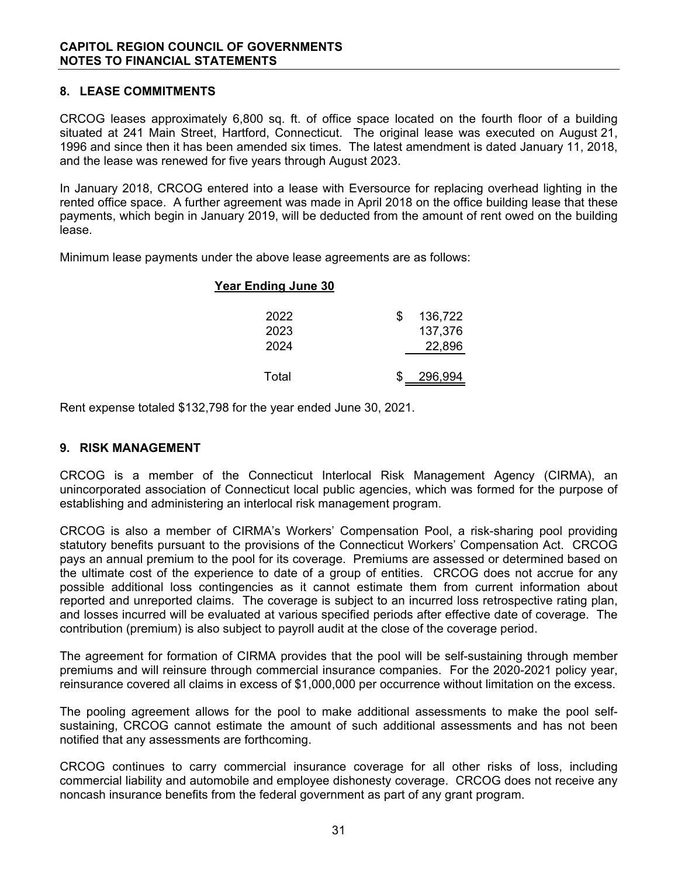**CAPITOL REGION COUNCIL OF GOVERNMENTS**
**NOTES TO FINANCIAL STATEMENTS**

## 8. LEASE COMMITMENTS

CRCOG leases approximately 6,800 sq. ft. of office space located on the fourth floor of a building situated at 241 Main Street, Hartford, Connecticut. The original lease was executed on August 21, 1996 and since then it has been amended six times. The latest amendment is dated January 11, 2018, and the lease was renewed for five years through August 2023.

In January 2018, CRCOG entered into a lease with Eversource for replacing overhead lighting in the rented office space. A further agreement was made in April 2018 on the office building lease that these payments, which begin in January 2019, will be deducted from the amount of rent owed on the building lease.

Minimum lease payments under the above lease agreements are as follows:

| Year Ending June 30 | |
|---|---|
| 2022 | $ 136,722 |
| 2023 | 137,376 |
| 2024 | 22,896 |
| Total | $ 296,994 |

Rent expense totaled $132,798 for the year ended June 30, 2021.

## 9. RISK MANAGEMENT

CRCOG is a member of the Connecticut Interlocal Risk Management Agency (CIRMA), an unincorporated association of Connecticut local public agencies, which was formed for the purpose of establishing and administering an interlocal risk management program.

CRCOG is also a member of CIRMA's Workers' Compensation Pool, a risk-sharing pool providing statutory benefits pursuant to the provisions of the Connecticut Workers' Compensation Act. CRCOG pays an annual premium to the pool for its coverage. Premiums are assessed or determined based on the ultimate cost of the experience to date of a group of entities. CRCOG does not accrue for any possible additional loss contingencies as it cannot estimate them from current information about reported and unreported claims. The coverage is subject to an incurred loss retrospective rating plan, and losses incurred will be evaluated at various specified periods after effective date of coverage. The contribution (premium) is also subject to payroll audit at the close of the coverage period.

The agreement for formation of CIRMA provides that the pool will be self-sustaining through member premiums and will reinsure through commercial insurance companies. For the 2020-2021 policy year, reinsurance covered all claims in excess of $1,000,000 per occurrence without limitation on the excess.

The pooling agreement allows for the pool to make additional assessments to make the pool self-sustaining, CRCOG cannot estimate the amount of such additional assessments and has not been notified that any assessments are forthcoming.

CRCOG continues to carry commercial insurance coverage for all other risks of loss, including commercial liability and automobile and employee dishonesty coverage. CRCOG does not receive any noncash insurance benefits from the federal government as part of any grant program.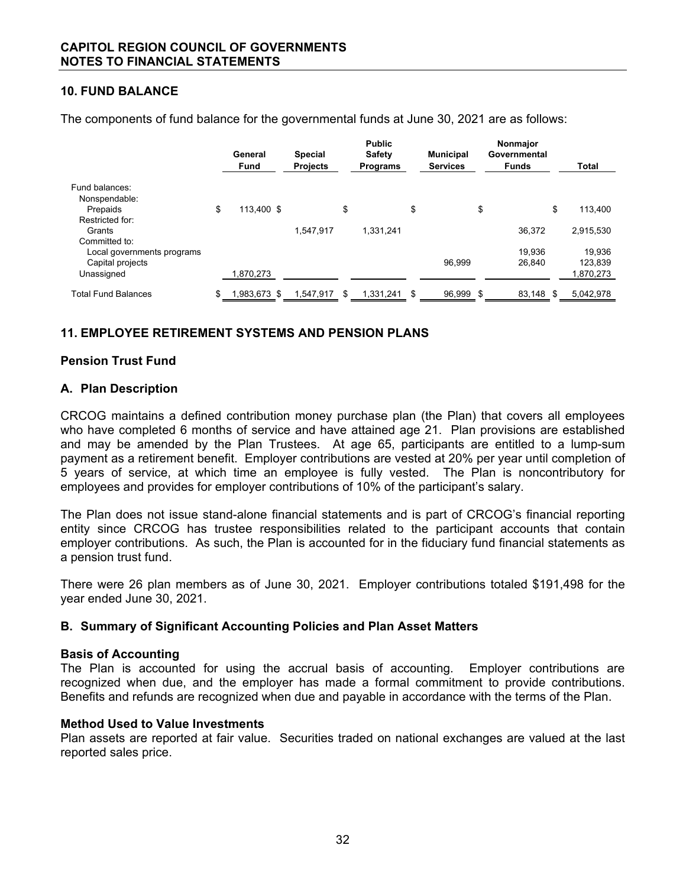## 10. FUND BALANCE

The components of fund balance for the governmental funds at June 30, 2021 are as follows:

| | General Fund | Special Projects | Public Safety Programs | Municipal Services | Nonmajor Governmental Funds | Total |
|---|---|---|---|---|---|---|
| Fund balances: | | | | | | |
| Nonspendable: | | | | | | |
| Prepaids | $ 113,400 | $ | $ | $ | $ | $ 113,400 |
| Restricted for: | | | | | | |
| Grants | | 1,547,917 | 1,331,241 | | 36,372 | 2,915,530 |
| Committed to: | | | | | | |
| Local governments programs | | | | | 19,936 | 19,936 |
| Capital projects | | | | 96,999 | 26,840 | 123,839 |
| Unassigned | 1,870,273 | | | | | 1,870,273 |
| Total Fund Balances | $ 1,983,673 | $ 1,547,917 | $ 1,331,241 | $ 96,999 | $ 83,148 | $ 5,042,978 |

## 11. EMPLOYEE RETIREMENT SYSTEMS AND PENSION PLANS

### Pension Trust Fund

### A. Plan Description

CRCOG maintains a defined contribution money purchase plan (the Plan) that covers all employees who have completed 6 months of service and have attained age 21. Plan provisions are established and may be amended by the Plan Trustees. At age 65, participants are entitled to a lump-sum payment as a retirement benefit. Employer contributions are vested at 20% per year until completion of 5 years of service, at which time an employee is fully vested. The Plan is noncontributory for employees and provides for employer contributions of 10% of the participant's salary.

The Plan does not issue stand-alone financial statements and is part of CRCOG's financial reporting entity since CRCOG has trustee responsibilities related to the participant accounts that contain employer contributions. As such, the Plan is accounted for in the fiduciary fund financial statements as a pension trust fund.

There were 26 plan members as of June 30, 2021. Employer contributions totaled $191,498 for the year ended June 30, 2021.

### B. Summary of Significant Accounting Policies and Plan Asset Matters

**Basis of Accounting**

The Plan is accounted for using the accrual basis of accounting. Employer contributions are recognized when due, and the employer has made a formal commitment to provide contributions. Benefits and refunds are recognized when due and payable in accordance with the terms of the Plan.

**Method Used to Value Investments**

Plan assets are reported at fair value. Securities traded on national exchanges are valued at the last reported sales price.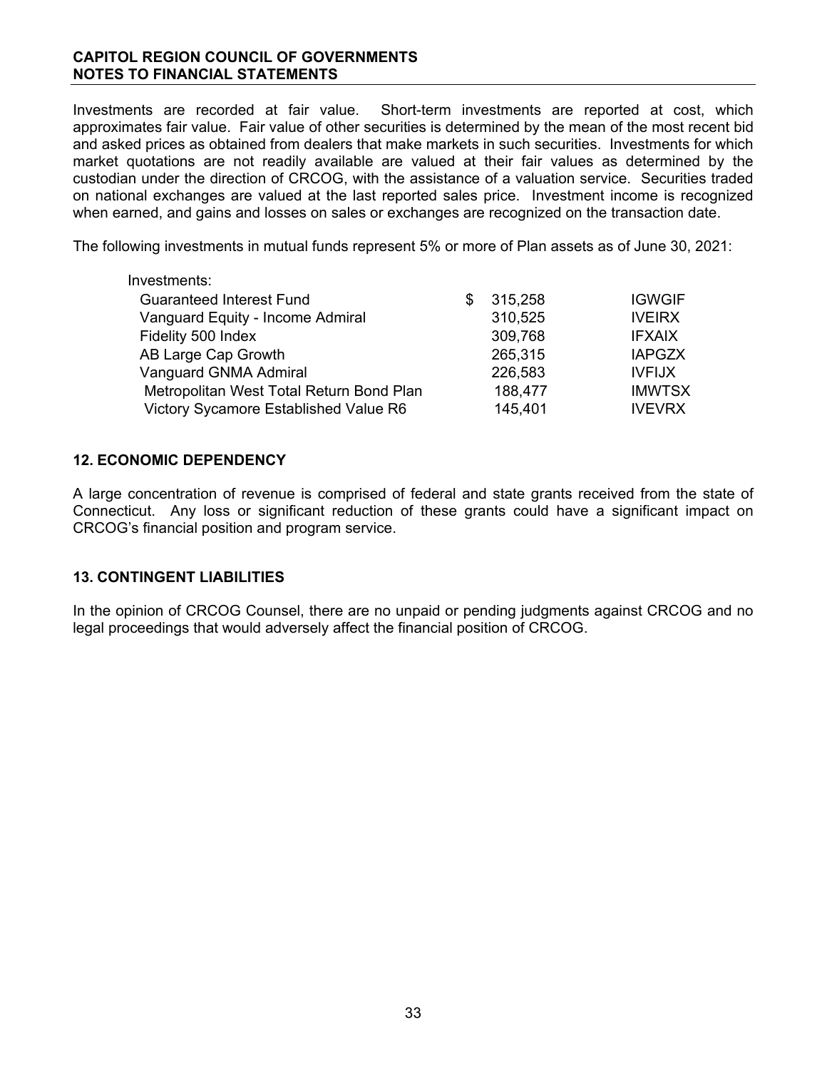Investments are recorded at fair value. Short-term investments are reported at cost, which approximates fair value. Fair value of other securities is determined by the mean of the most recent bid and asked prices as obtained from dealers that make markets in such securities. Investments for which market quotations are not readily available are valued at their fair values as determined by the custodian under the direction of CRCOG, with the assistance of a valuation service. Securities traded on national exchanges are valued at the last reported sales price. Investment income is recognized when earned, and gains and losses on sales or exchanges are recognized on the transaction date.

The following investments in mutual funds represent 5% or more of Plan assets as of June 30, 2021:

| Investments: | | |
|---|---|---|
| Guaranteed Interest Fund | $ 315,258 | IGWGIF |
| Vanguard Equity - Income Admiral | 310,525 | IVEIRX |
| Fidelity 500 Index | 309,768 | IFXAIX |
| AB Large Cap Growth | 265,315 | IAPGZX |
| Vanguard GNMA Admiral | 226,583 | IVFIJX |
| Metropolitan West Total Return Bond Plan | 188,477 | IMWTSX |
| Victory Sycamore Established Value R6 | 145,401 | IVEVRX |

## 12. ECONOMIC DEPENDENCY

A large concentration of revenue is comprised of federal and state grants received from the state of Connecticut. Any loss or significant reduction of these grants could have a significant impact on CRCOG's financial position and program service.

## 13. CONTINGENT LIABILITIES

In the opinion of CRCOG Counsel, there are no unpaid or pending judgments against CRCOG and no legal proceedings that would adversely affect the financial position of CRCOG.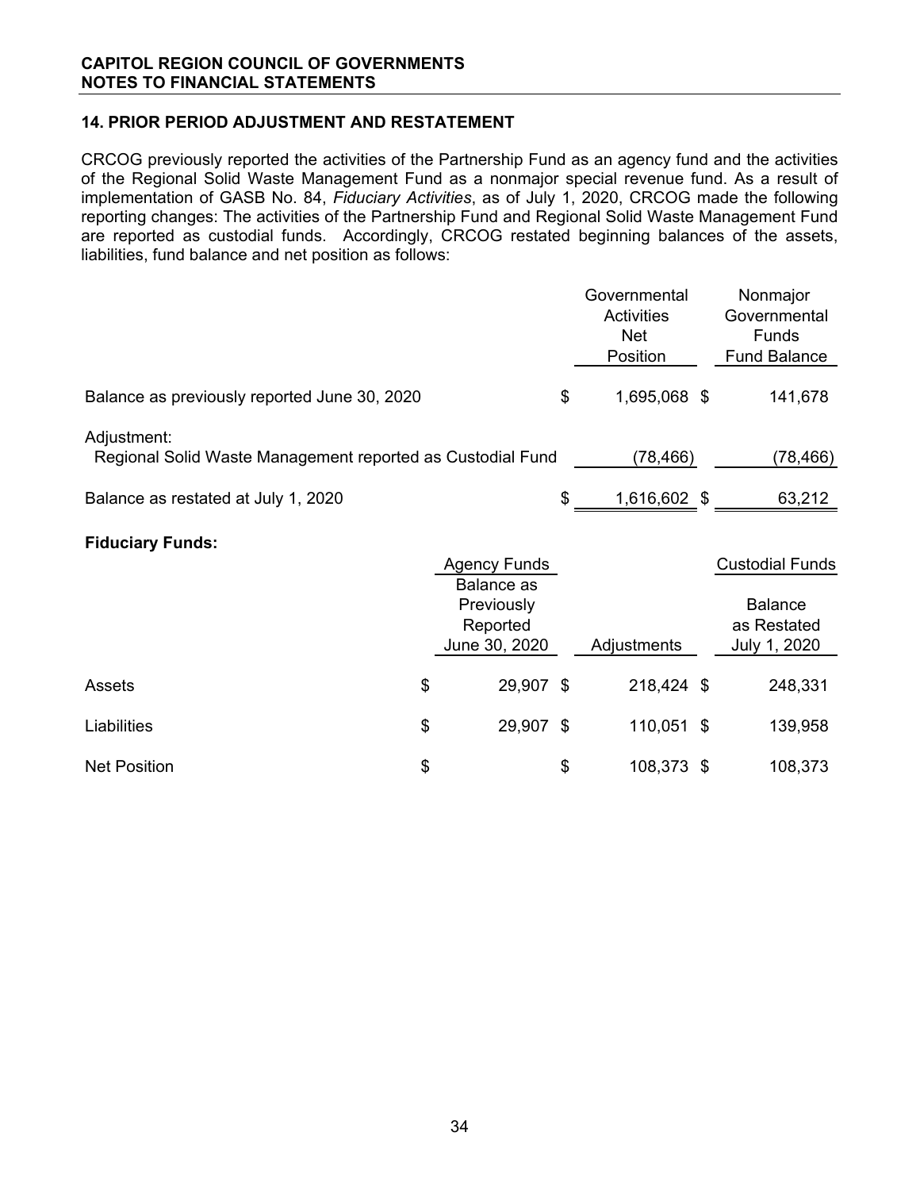**CAPITOL REGION COUNCIL OF GOVERNMENTS**
**NOTES TO FINANCIAL STATEMENTS**

## 14. PRIOR PERIOD ADJUSTMENT AND RESTATEMENT

CRCOG previously reported the activities of the Partnership Fund as an agency fund and the activities of the Regional Solid Waste Management Fund as a nonmajor special revenue fund. As a result of implementation of GASB No. 84, *Fiduciary Activities*, as of July 1, 2020, CRCOG made the following reporting changes: The activities of the Partnership Fund and Regional Solid Waste Management Fund are reported as custodial funds. Accordingly, CRCOG restated beginning balances of the assets, liabilities, fund balance and net position as follows:

| | Governmental Activities Net Position | Nonmajor Governmental Funds Fund Balance |
|---|---|---|
| Balance as previously reported June 30, 2020 | $ 1,695,068 | $ 141,678 |
| Adjustment: | | |
| Regional Solid Waste Management reported as Custodial Fund | (78,466) | (78,466) |
| Balance as restated at July 1, 2020 | $ 1,616,602 | $ 63,212 |

**Fiduciary Funds:**

| | Agency Funds | | Custodial Funds |
|---|---|---|---|
| | Balance as Previously Reported June 30, 2020 | Adjustments | Balance as Restated July 1, 2020 |
| Assets | $ 29,907 | $ 218,424 | $ 248,331 |
| Liabilities | $ 29,907 | $ 110,051 | $ 139,958 |
| Net Position | $ | $ 108,373 | $ 108,373 |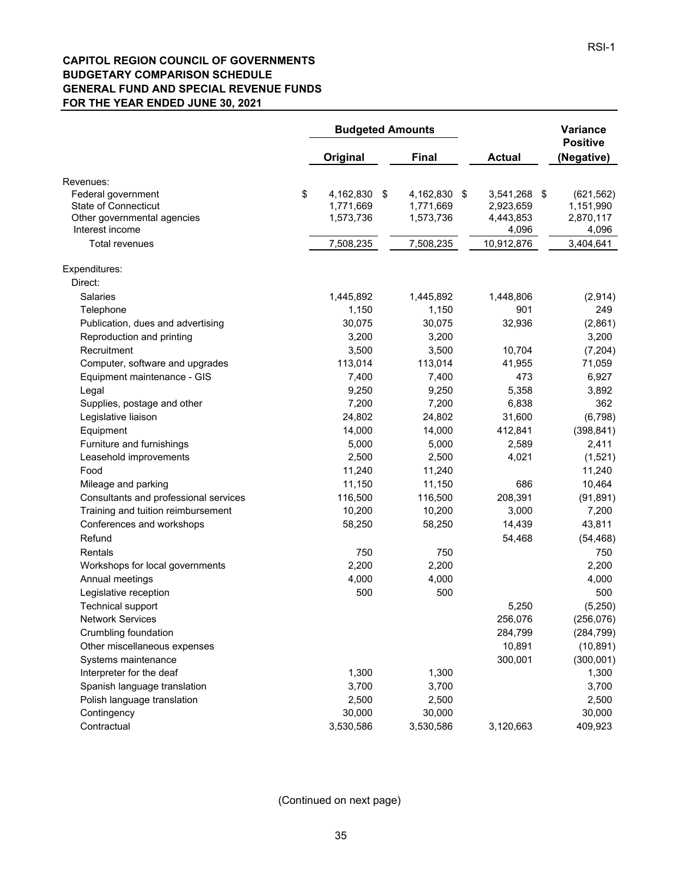**CAPITOL REGION COUNCIL OF GOVERNMENTS**
**BUDGETARY COMPARISON SCHEDULE**
**GENERAL FUND AND SPECIAL REVENUE FUNDS**
**FOR THE YEAR ENDED JUNE 30, 2021**

| | Budgeted Amounts | | | Variance Positive |
|---|---|---|---|---|
| | **Original** | **Final** | **Actual** | **(Negative)** |
| Revenues: | | | | |
| Federal government | $ 4,162,830 | $ 4,162,830 | $ 3,541,268 | $ (621,562) |
| State of Connecticut | 1,771,669 | 1,771,669 | 2,923,659 | 1,151,990 |
| Other governmental agencies | 1,573,736 | 1,573,736 | 4,443,853 | 2,870,117 |
| Interest income | | | 4,096 | 4,096 |
| Total revenues | 7,508,235 | 7,508,235 | 10,912,876 | 3,404,641 |
| Expenditures: | | | | |
| Direct: | | | | |
| Salaries | 1,445,892 | 1,445,892 | 1,448,806 | (2,914) |
| Telephone | 1,150 | 1,150 | 901 | 249 |
| Publication, dues and advertising | 30,075 | 30,075 | 32,936 | (2,861) |
| Reproduction and printing | 3,200 | 3,200 | | 3,200 |
| Recruitment | 3,500 | 3,500 | 10,704 | (7,204) |
| Computer, software and upgrades | 113,014 | 113,014 | 41,955 | 71,059 |
| Equipment maintenance - GIS | 7,400 | 7,400 | 473 | 6,927 |
| Legal | 9,250 | 9,250 | 5,358 | 3,892 |
| Supplies, postage and other | 7,200 | 7,200 | 6,838 | 362 |
| Legislative liaison | 24,802 | 24,802 | 31,600 | (6,798) |
| Equipment | 14,000 | 14,000 | 412,841 | (398,841) |
| Furniture and furnishings | 5,000 | 5,000 | 2,589 | 2,411 |
| Leasehold improvements | 2,500 | 2,500 | 4,021 | (1,521) |
| Food | 11,240 | 11,240 | | 11,240 |
| Mileage and parking | 11,150 | 11,150 | 686 | 10,464 |
| Consultants and professional services | 116,500 | 116,500 | 208,391 | (91,891) |
| Training and tuition reimbursement | 10,200 | 10,200 | 3,000 | 7,200 |
| Conferences and workshops | 58,250 | 58,250 | 14,439 | 43,811 |
| Refund | | | 54,468 | (54,468) |
| Rentals | 750 | 750 | | 750 |
| Workshops for local governments | 2,200 | 2,200 | | 2,200 |
| Annual meetings | 4,000 | 4,000 | | 4,000 |
| Legislative reception | 500 | 500 | | 500 |
| Technical support | | | 5,250 | (5,250) |
| Network Services | | | 256,076 | (256,076) |
| Crumbling foundation | | | 284,799 | (284,799) |
| Other miscellaneous expenses | | | 10,891 | (10,891) |
| Systems maintenance | | | 300,001 | (300,001) |
| Interpreter for the deaf | 1,300 | 1,300 | | 1,300 |
| Spanish language translation | 3,700 | 3,700 | | 3,700 |
| Polish language translation | 2,500 | 2,500 | | 2,500 |
| Contingency | 30,000 | 30,000 | | 30,000 |
| Contractual | 3,530,586 | 3,530,586 | 3,120,663 | 409,923 |

(Continued on next page)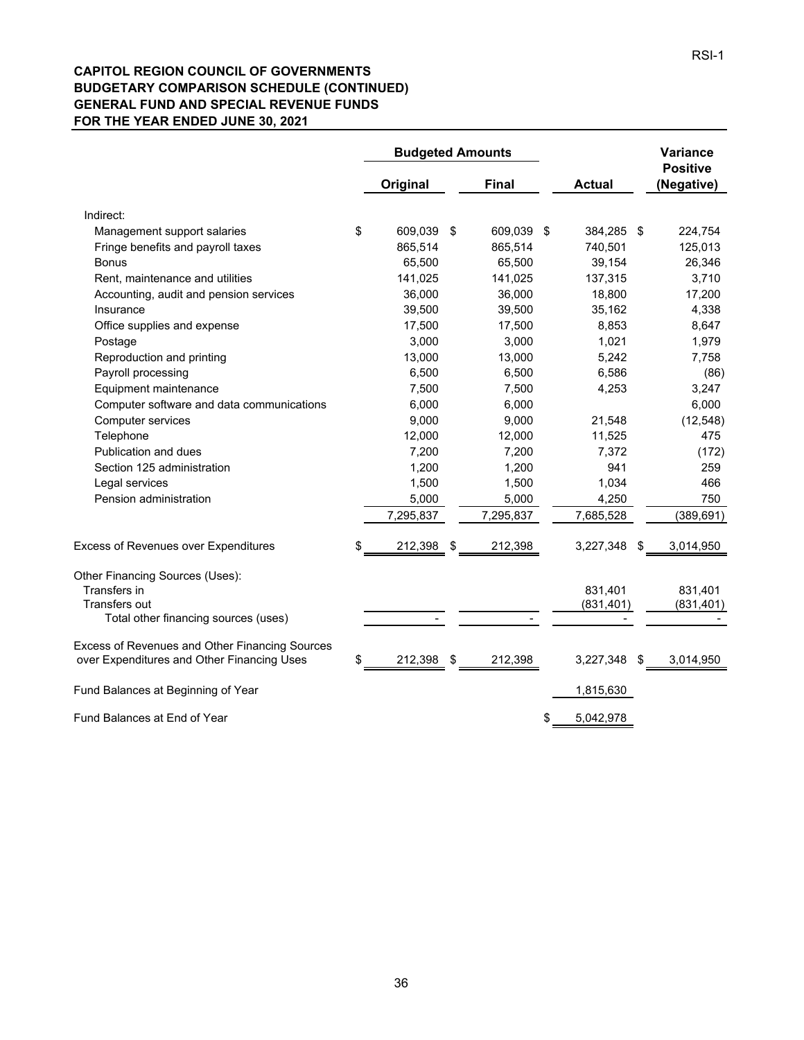RSI-1

**CAPITOL REGION COUNCIL OF GOVERNMENTS**
**BUDGETARY COMPARISON SCHEDULE (CONTINUED)**
**GENERAL FUND AND SPECIAL REVENUE FUNDS**
**FOR THE YEAR ENDED JUNE 30, 2021**

| | Budgeted Amounts | | | Variance |
|---|---|---|---|---|
| | Original | Final | Actual | Positive (Negative) |
| Indirect: | | | | |
| Management support salaries | $ 609,039 | $ 609,039 | $ 384,285 | $ 224,754 |
| Fringe benefits and payroll taxes | 865,514 | 865,514 | 740,501 | 125,013 |
| Bonus | 65,500 | 65,500 | 39,154 | 26,346 |
| Rent, maintenance and utilities | 141,025 | 141,025 | 137,315 | 3,710 |
| Accounting, audit and pension services | 36,000 | 36,000 | 18,800 | 17,200 |
| Insurance | 39,500 | 39,500 | 35,162 | 4,338 |
| Office supplies and expense | 17,500 | 17,500 | 8,853 | 8,647 |
| Postage | 3,000 | 3,000 | 1,021 | 1,979 |
| Reproduction and printing | 13,000 | 13,000 | 5,242 | 7,758 |
| Payroll processing | 6,500 | 6,500 | 6,586 | (86) |
| Equipment maintenance | 7,500 | 7,500 | 4,253 | 3,247 |
| Computer software and data communications | 6,000 | 6,000 | | 6,000 |
| Computer services | 9,000 | 9,000 | 21,548 | (12,548) |
| Telephone | 12,000 | 12,000 | 11,525 | 475 |
| Publication and dues | 7,200 | 7,200 | 7,372 | (172) |
| Section 125 administration | 1,200 | 1,200 | 941 | 259 |
| Legal services | 1,500 | 1,500 | 1,034 | 466 |
| Pension administration | 5,000 | 5,000 | 4,250 | 750 |
| | 7,295,837 | 7,295,837 | 7,685,528 | (389,691) |
| Excess of Revenues over Expenditures | $ 212,398 | $ 212,398 | 3,227,348 | $ 3,014,950 |
| Other Financing Sources (Uses): | | | | |
| Transfers in | | | 831,401 | 831,401 |
| Transfers out | | | (831,401) | (831,401) |
| Total other financing sources (uses) | - | - | - | - |
| Excess of Revenues and Other Financing Sources over Expenditures and Other Financing Uses | $ 212,398 | $ 212,398 | 3,227,348 | $ 3,014,950 |
| Fund Balances at Beginning of Year | | | 1,815,630 | |
| Fund Balances at End of Year | | | $ 5,042,978 | |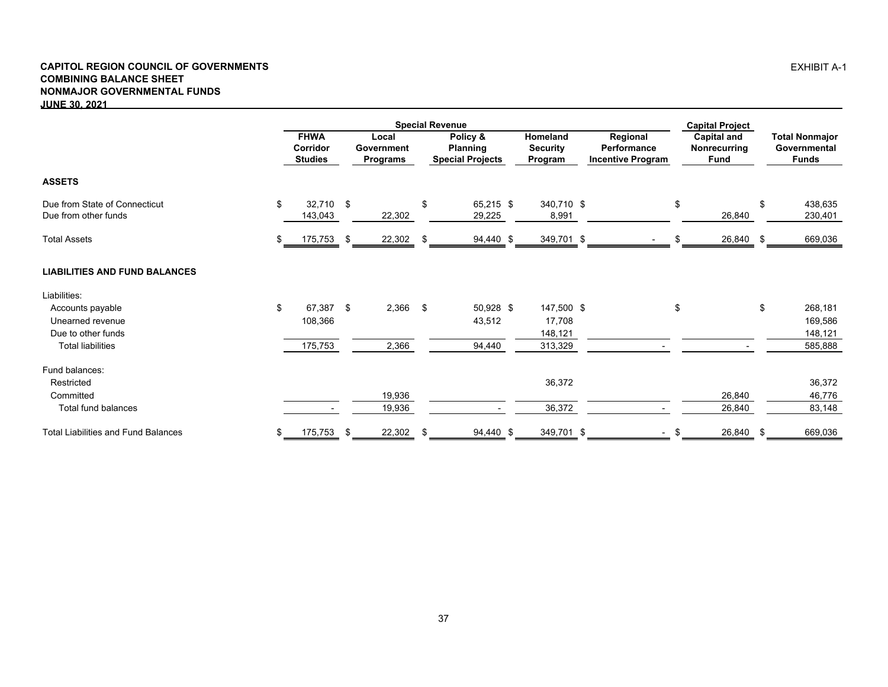**CAPITOL REGION COUNCIL OF GOVERNMENTS**
**COMBINING BALANCE SHEET**
**NONMAJOR GOVERNMENTAL FUNDS**
**JUNE 30, 2021**

EXHIBIT A-1

| | Special Revenue | | | | | Capital Project | |
|---|---|---|---|---|---|---|---|
| | FHWA Corridor Studies | Local Government Programs | Policy & Planning Special Projects | Homeland Security Program | Regional Performance Incentive Program | Capital and Nonrecurring Fund | Total Nonmajor Governmental Funds |
| **ASSETS** | | | | | | | |
| Due from State of Connecticut | $ 32,710 | $ | $ 65,215 | $ 340,710 | $ | $ | $ 438,635 |
| Due from other funds | 143,043 | 22,302 | 29,225 | 8,991 | | 26,840 | 230,401 |
| Total Assets | $ 175,753 | $ 22,302 | $ 94,440 | $ 349,701 | $ - | $ 26,840 | $ 669,036 |
| **LIABILITIES AND FUND BALANCES** | | | | | | | |
| Liabilities: | | | | | | | |
| Accounts payable | $ 67,387 | $ 2,366 | $ 50,928 | $ 147,500 | $ | $ | $ 268,181 |
| Unearned revenue | 108,366 | | 43,512 | 17,708 | | | 169,586 |
| Due to other funds | | | | 148,121 | | | 148,121 |
| Total liabilities | 175,753 | 2,366 | 94,440 | 313,329 | - | - | 585,888 |
| Fund balances: | | | | | | | |
| Restricted | | | | 36,372 | | | 36,372 |
| Committed | | 19,936 | | | | 26,840 | 46,776 |
| Total fund balances | - | 19,936 | - | 36,372 | - | 26,840 | 83,148 |
| Total Liabilities and Fund Balances | $ 175,753 | $ 22,302 | $ 94,440 | $ 349,701 | $ - | $ 26,840 | $ 669,036 |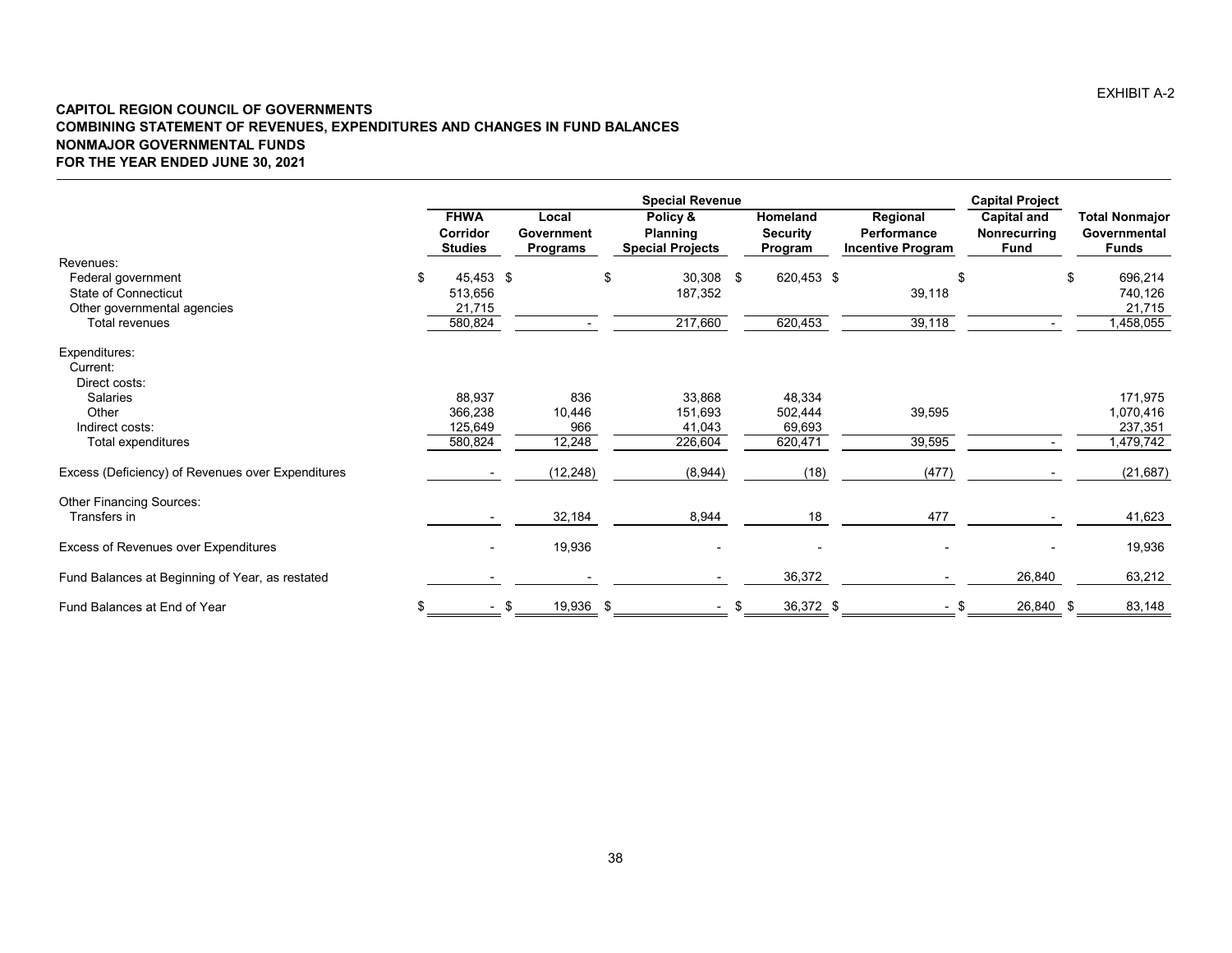EXHIBIT A-2

**CAPITOL REGION COUNCIL OF GOVERNMENTS**
**COMBINING STATEMENT OF REVENUES, EXPENDITURES AND CHANGES IN FUND BALANCES**
**NONMAJOR GOVERNMENTAL FUNDS**
**FOR THE YEAR ENDED JUNE 30, 2021**

| | Special Revenue | | | | | Capital Project | |
|---|---|---|---|---|---|---|---|
| | FHWA Corridor Studies | Local Government Programs | Policy & Planning Special Projects | Homeland Security Program | Regional Performance Incentive Program | Capital and Nonrecurring Fund | Total Nonmajor Governmental Funds |
| Revenues: | | | | | | | |
| Federal government | $ 45,453 | $ | $ 30,308 | $ 620,453 | $ | $ | $ 696,214 |
| State of Connecticut | 513,656 | | 187,352 | | 39,118 | | 740,126 |
| Other governmental agencies | 21,715 | | | | | | 21,715 |
| Total revenues | 580,824 | - | 217,660 | 620,453 | 39,118 | - | 1,458,055 |
| Expenditures: | | | | | | | |
| Current: | | | | | | | |
| Direct costs: | | | | | | | |
| Salaries | 88,937 | 836 | 33,868 | 48,334 | | | 171,975 |
| Other | 366,238 | 10,446 | 151,693 | 502,444 | 39,595 | | 1,070,416 |
| Indirect costs: | 125,649 | 966 | 41,043 | 69,693 | | | 237,351 |
| Total expenditures | 580,824 | 12,248 | 226,604 | 620,471 | 39,595 | - | 1,479,742 |
| Excess (Deficiency) of Revenues over Expenditures | - | (12,248) | (8,944) | (18) | (477) | - | (21,687) |
| Other Financing Sources: | | | | | | | |
| Transfers in | - | 32,184 | 8,944 | 18 | 477 | - | 41,623 |
| Excess of Revenues over Expenditures | - | 19,936 | - | - | - | - | 19,936 |
| Fund Balances at Beginning of Year, as restated | - | - | - | 36,372 | - | 26,840 | 63,212 |
| Fund Balances at End of Year | $ - | $ 19,936 | $ - | $ 36,372 | $ - | $ 26,840 | $ 83,148 |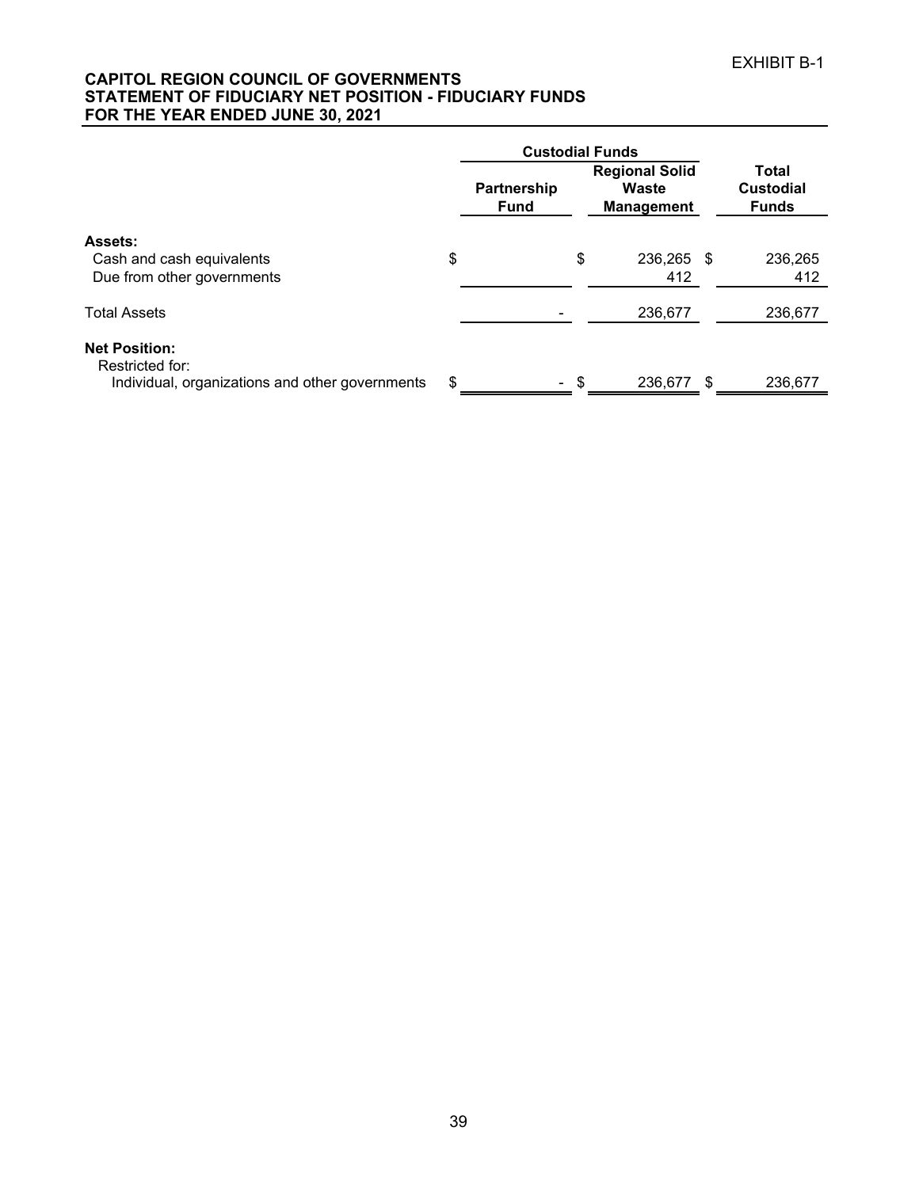EXHIBIT B-1

**CAPITOL REGION COUNCIL OF GOVERNMENTS**
**STATEMENT OF FIDUCIARY NET POSITION - FIDUCIARY FUNDS**
**FOR THE YEAR ENDED JUNE 30, 2021**

| | Custodial Funds | | |
|---|---|---|---|
| | **Partnership Fund** | **Regional Solid Waste Management** | **Total Custodial Funds** |
| **Assets:** | | | |
| Cash and cash equivalents | $ | $ 236,265 | $ 236,265 |
| Due from other governments | | 412 | 412 |
| Total Assets | - | 236,677 | 236,677 |
| **Net Position:** | | | |
| Restricted for: | | | |
| Individual, organizations and other governments | $ - | $ 236,677 | $ 236,677 |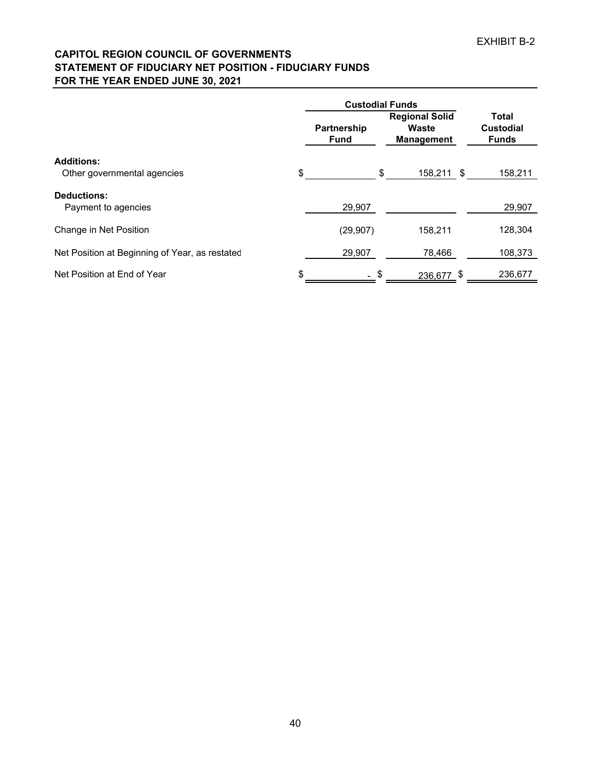EXHIBIT B-2

**CAPITOL REGION COUNCIL OF GOVERNMENTS**
**STATEMENT OF FIDUCIARY NET POSITION - FIDUCIARY FUNDS**
**FOR THE YEAR ENDED JUNE 30, 2021**

| | Custodial Funds | | |
|---|---|---|---|
| | **Partnership Fund** | **Regional Solid Waste Management** | **Total Custodial Funds** |
| **Additions:** | | | |
| Other governmental agencies | $ | $ 158,211 | $ 158,211 |
| **Deductions:** | | | |
| Payment to agencies | 29,907 | | 29,907 |
| Change in Net Position | (29,907) | 158,211 | 128,304 |
| Net Position at Beginning of Year, as restated | 29,907 | 78,466 | 108,373 |
| Net Position at End of Year | $ - | $ 236,677 | $ 236,677 |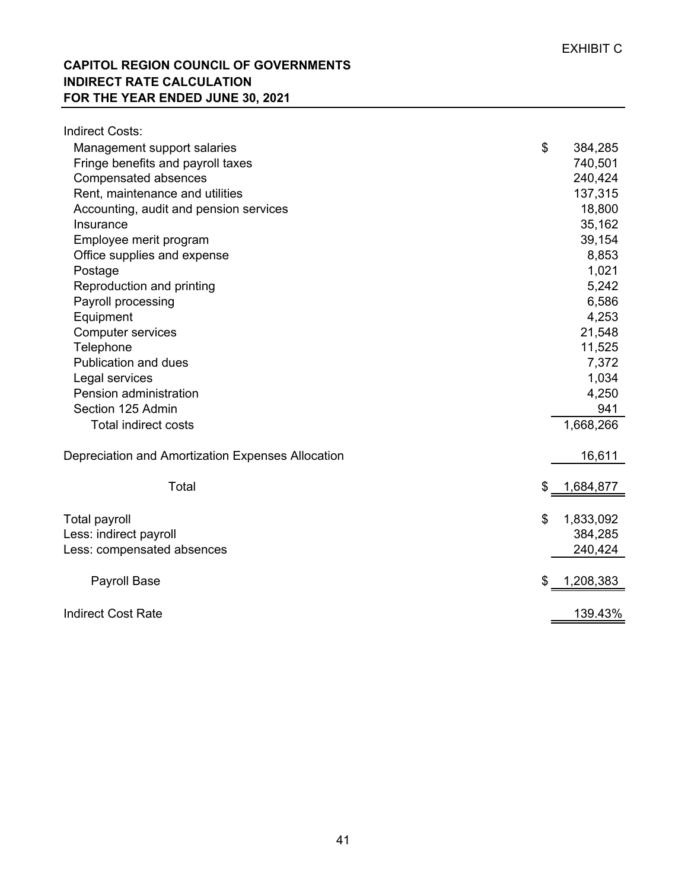EXHIBIT C

**CAPITOL REGION COUNCIL OF GOVERNMENTS**
**INDIRECT RATE CALCULATION**
**FOR THE YEAR ENDED JUNE 30, 2021**

| | |
|---|---|
| Indirect Costs: | |
| Management support salaries | $ 384,285 |
| Fringe benefits and payroll taxes | 740,501 |
| Compensated absences | 240,424 |
| Rent, maintenance and utilities | 137,315 |
| Accounting, audit and pension services | 18,800 |
| Insurance | 35,162 |
| Employee merit program | 39,154 |
| Office supplies and expense | 8,853 |
| Postage | 1,021 |
| Reproduction and printing | 5,242 |
| Payroll processing | 6,586 |
| Equipment | 4,253 |
| Computer services | 21,548 |
| Telephone | 11,525 |
| Publication and dues | 7,372 |
| Legal services | 1,034 |
| Pension administration | 4,250 |
| Section 125 Admin | 941 |
| Total indirect costs | 1,668,266 |
| | |
| Depreciation and Amortization Expenses Allocation | 16,611 |
| | |
| Total | $ 1,684,877 |
| | |
| Total payroll | $ 1,833,092 |
| Less: indirect payroll | 384,285 |
| Less: compensated absences | 240,424 |
| | |
| Payroll Base | $ 1,208,383 |
| | |
| Indirect Cost Rate | 139.43% |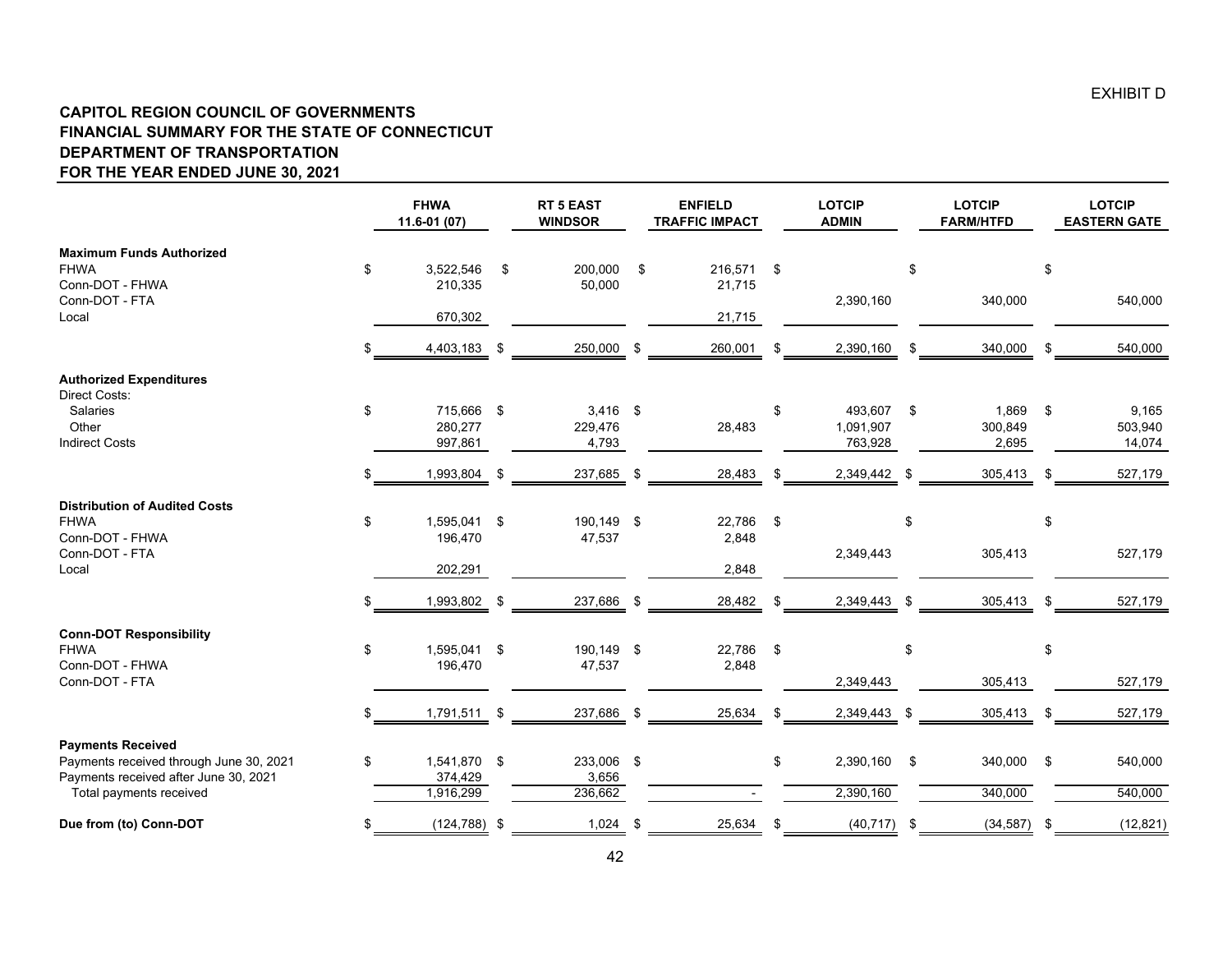EXHIBIT D

**CAPITOL REGION COUNCIL OF GOVERNMENTS**
**FINANCIAL SUMMARY FOR THE STATE OF CONNECTICUT**
**DEPARTMENT OF TRANSPORTATION**
**FOR THE YEAR ENDED JUNE 30, 2021**

| | FHWA 11.6-01 (07) | RT 5 EAST WINDSOR | ENFIELD TRAFFIC IMPACT | LOTCIP ADMIN | LOTCIP FARM/HTFD | LOTCIP EASTERN GATE |
|---|---|---|---|---|---|---|
| **Maximum Funds Authorized** | | | | | | |
| FHWA | $ 3,522,546 | $ 200,000 | $ 216,571 | $ | $ | $ |
| Conn-DOT - FHWA | 210,335 | 50,000 | 21,715 | | | |
| Conn-DOT - FTA | | | | 2,390,160 | 340,000 | 540,000 |
| Local | 670,302 | | 21,715 | | | |
| | $ 4,403,183 | $ 250,000 | $ 260,001 | $ 2,390,160 | $ 340,000 | $ 540,000 |
| **Authorized Expenditures** | | | | | | |
| Direct Costs: | | | | | | |
| Salaries | $ 715,666 | $ 3,416 | $ | $ 493,607 | $ 1,869 | $ 9,165 |
| Other | 280,277 | 229,476 | 28,483 | 1,091,907 | 300,849 | 503,940 |
| Indirect Costs | 997,861 | 4,793 | | 763,928 | 2,695 | 14,074 |
| | $ 1,993,804 | $ 237,685 | $ 28,483 | $ 2,349,442 | $ 305,413 | $ 527,179 |
| **Distribution of Audited Costs** | | | | | | |
| FHWA | $ 1,595,041 | $ 190,149 | $ 22,786 | $ | $ | $ |
| Conn-DOT - FHWA | 196,470 | 47,537 | 2,848 | | | |
| Conn-DOT - FTA | | | | 2,349,443 | 305,413 | 527,179 |
| Local | 202,291 | | 2,848 | | | |
| | $ 1,993,802 | $ 237,686 | $ 28,482 | $ 2,349,443 | $ 305,413 | $ 527,179 |
| **Conn-DOT Responsibility** | | | | | | |
| FHWA | $ 1,595,041 | $ 190,149 | $ 22,786 | $ | $ | $ |
| Conn-DOT - FHWA | 196,470 | 47,537 | 2,848 | | | |
| Conn-DOT - FTA | | | | 2,349,443 | 305,413 | 527,179 |
| | $ 1,791,511 | $ 237,686 | $ 25,634 | $ 2,349,443 | $ 305,413 | $ 527,179 |
| **Payments Received** | | | | | | |
| Payments received through June 30, 2021 | $ 1,541,870 | $ 233,006 | $ | $ 2,390,160 | $ 340,000 | $ 540,000 |
| Payments received after June 30, 2021 | 374,429 | 3,656 | | | | |
| Total payments received | 1,916,299 | 236,662 | - | 2,390,160 | 340,000 | 540,000 |
| **Due from (to) Conn-DOT** | $ (124,788) | $ 1,024 | $ 25,634 | $ (40,717) | $ (34,587) | $ (12,821) |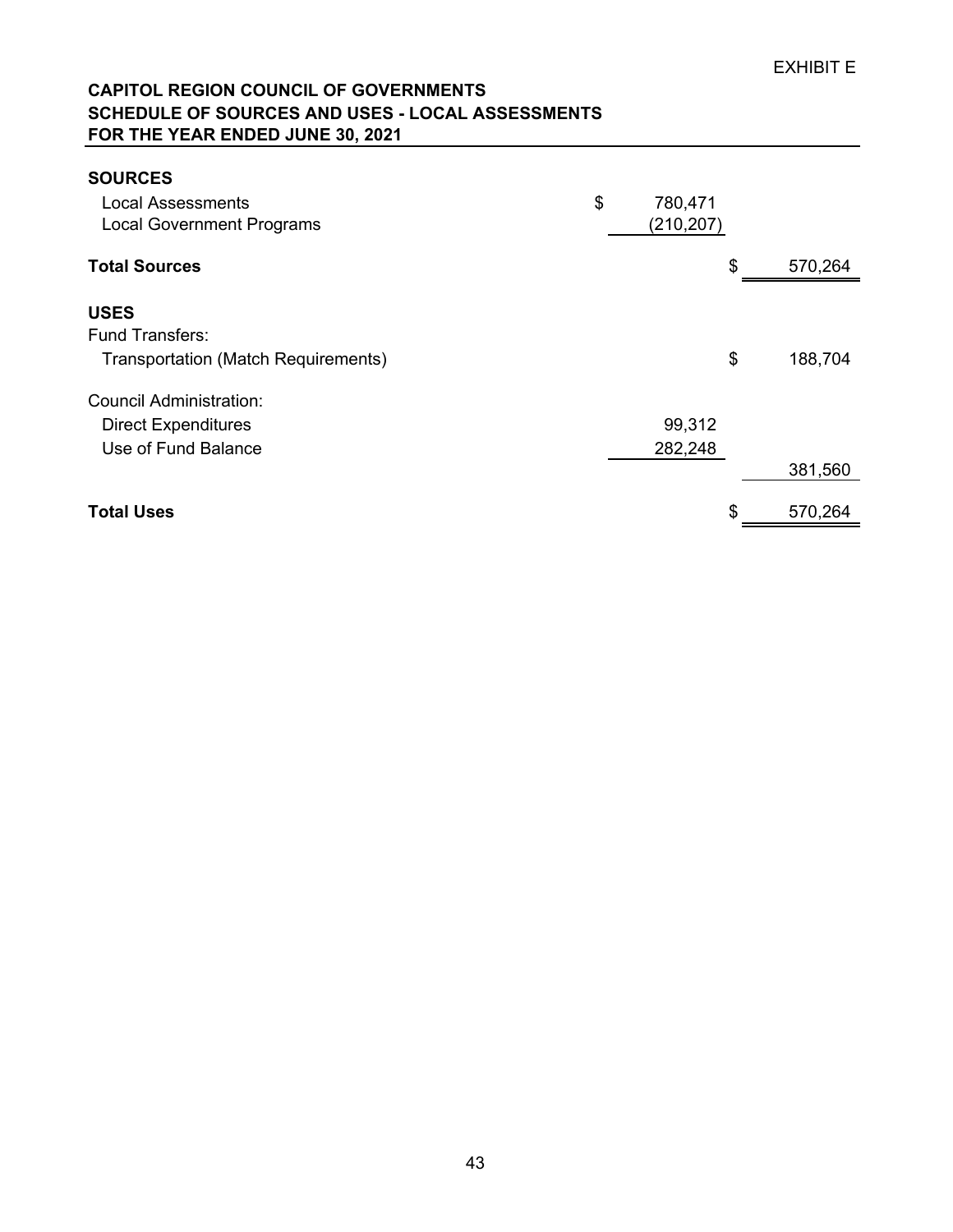EXHIBIT E

**CAPITOL REGION COUNCIL OF GOVERNMENTS**
**SCHEDULE OF SOURCES AND USES - LOCAL ASSESSMENTS**
**FOR THE YEAR ENDED JUNE 30, 2021**

| | | |
|---|---|---|
| **SOURCES** | | |
| Local Assessments | $ 780,471 | |
| Local Government Programs | (210,207) | |
| **Total Sources** | | $ 570,264 |
| | | |
| **USES** | | |
| Fund Transfers: | | |
| Transportation (Match Requirements) | | $ 188,704 |
| | | |
| Council Administration: | | |
| Direct Expenditures | 99,312 | |
| Use of Fund Balance | 282,248 | |
| | | 381,560 |
| | | |
| **Total Uses** | | $ 570,264 |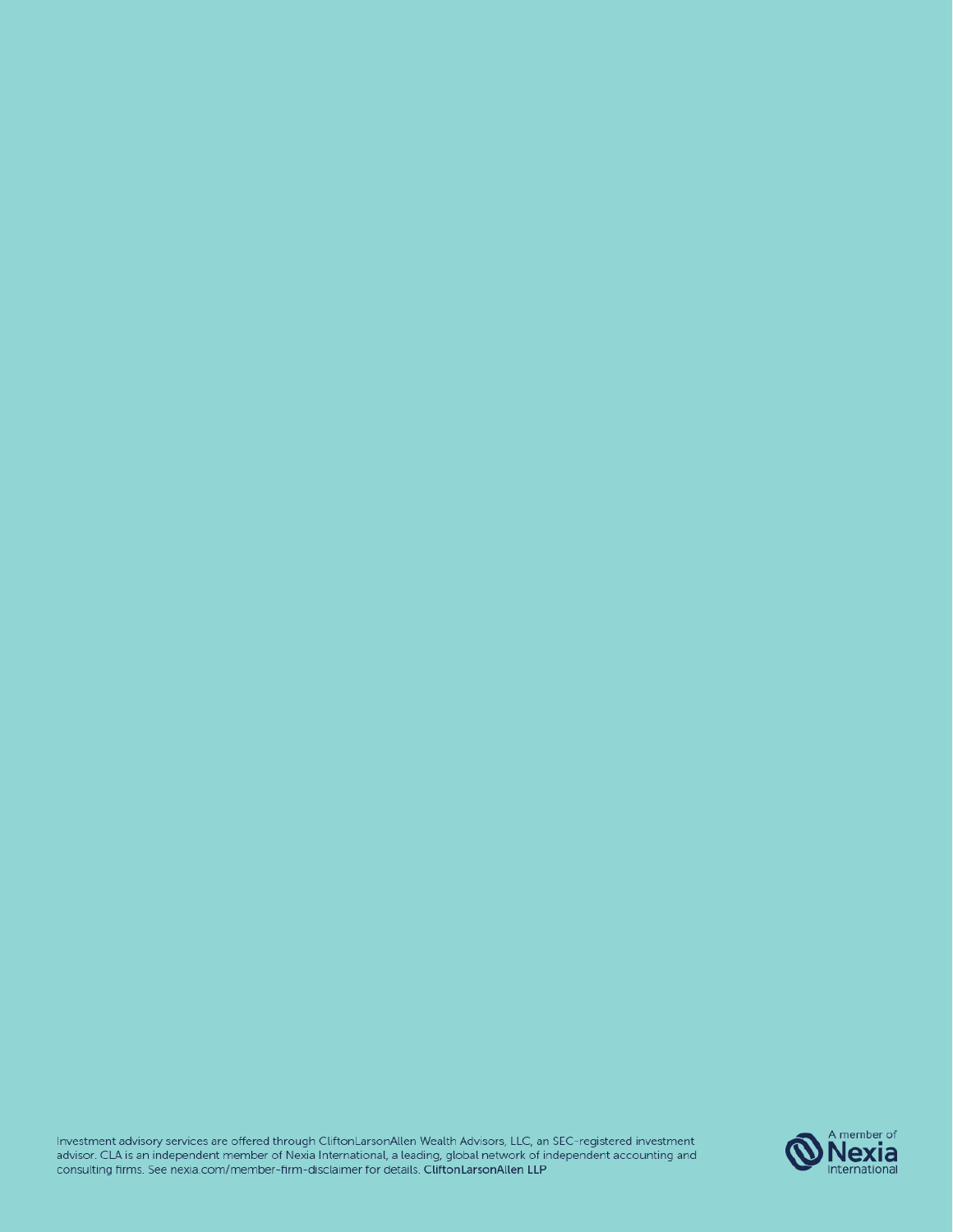Investment advisory services are offered through CliftonLarsonAllen Wealth Advisors, LLC, an SEC-registered investment advisor. CLA is an independent member of Nexia International, a leading, global network of independent accounting and consulting firms. See nexia.com/member-firm-disclaimer for details. **CliftonLarsonAllen LLP**

A member of Nexia International